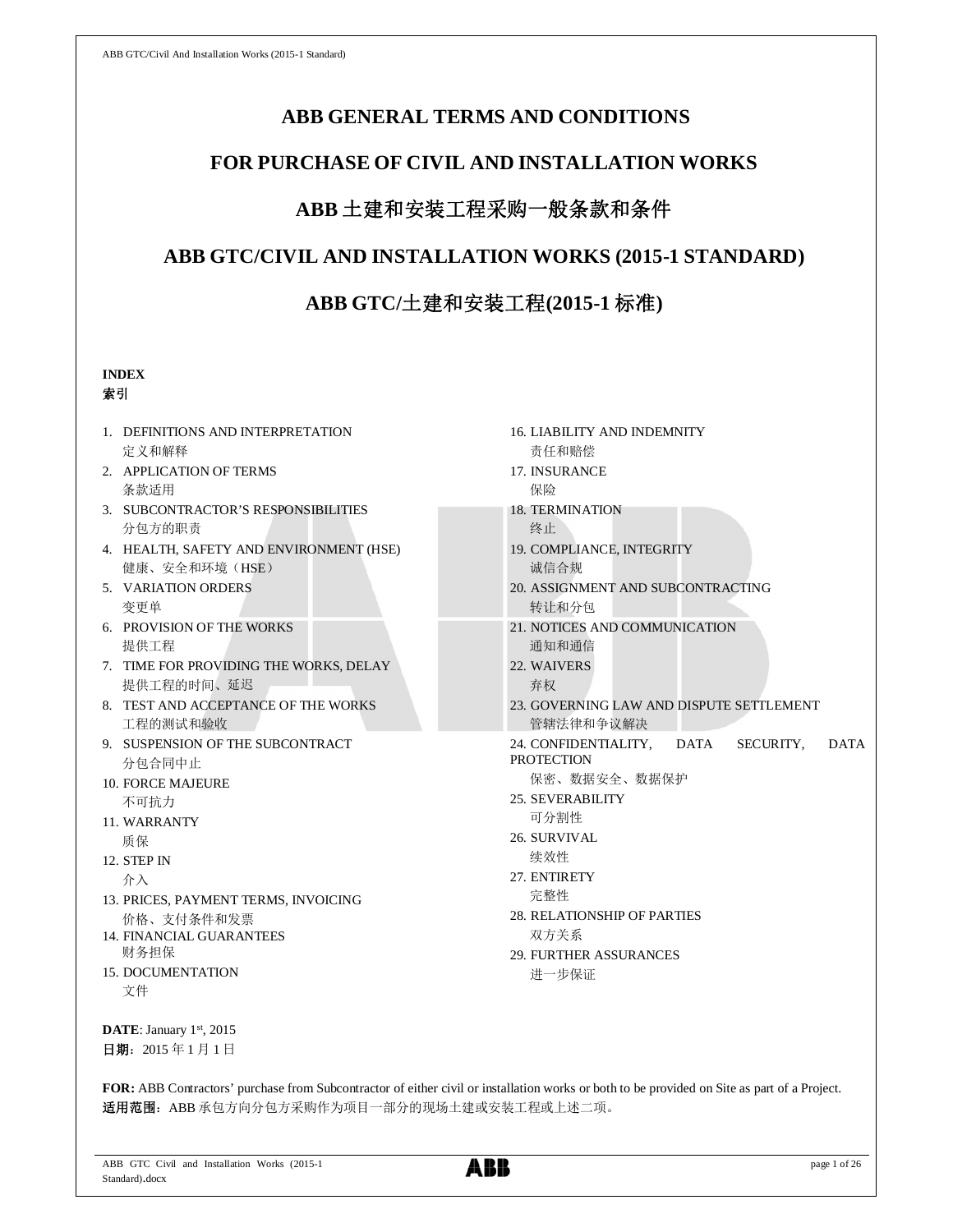# ABB GENERAL TERMS AND CONDITIONS

# FOR PURCHASE OF CIVIL AND INSTALLATION WORKS

# ABB 土建和安装工程采购一般条款和条件

# ABB GTC/CIVIL AND INSTALLATION WORKS (2015-1 STANDARD)

# ABB GTC/土建和安装工程(2015-1 标准)

**INDEX**
**索引**

1. DEFINITIONS AND INTERPRETATION
   定义和解释
2. APPLICATION OF TERMS
   条款适用
3. SUBCONTRACTOR'S RESPONSIBILITIES
   分包方的职责
4. HEALTH, SAFETY AND ENVIRONMENT (HSE)
   健康、安全和环境（HSE）
5. VARIATION ORDERS
   变更单
6. PROVISION OF THE WORKS
   提供工程
7. TIME FOR PROVIDING THE WORKS, DELAY
   提供工程的时间、延迟
8. TEST AND ACCEPTANCE OF THE WORKS
   工程的测试和验收
9. SUSPENSION OF THE SUBCONTRACT
   分包合同中止
10. FORCE MAJEURE
    不可抗力
11. WARRANTY
    质保
12. STEP IN
    介入
13. PRICES, PAYMENT TERMS, INVOICING
    价格、支付条件和发票
14. FINANCIAL GUARANTEES
    财务担保
15. DOCUMENTATION
    文件
16. LIABILITY AND INDEMNITY
    责任和赔偿
17. INSURANCE
    保险
18. TERMINATION
    终止
19. COMPLIANCE, INTEGRITY
    诚信合规
20. ASSIGNMENT AND SUBCONTRACTING
    转让和分包
21. NOTICES AND COMMUNICATION
    通知和通信
22. WAIVERS
    弃权
23. GOVERNING LAW AND DISPUTE SETTLEMENT
    管辖法律和争议解决
24. CONFIDENTIALITY, DATA SECURITY, DATA PROTECTION
    保密、数据安全、数据保护
25. SEVERABILITY
    可分割性
26. SURVIVAL
    续效性
27. ENTIRETY
    完整性
28. RELATIONSHIP OF PARTIES
    双方关系
29. FURTHER ASSURANCES
    进一步保证

**DATE**: January 1st, 2015
**日期**：2015 年 1 月 1 日

**FOR:** ABB Contractors' purchase from Subcontractor of either civil or installation works or both to be provided on Site as part of a Project.
**适用范围**：ABB 承包方向分包方采购作为项目一部分的现场土建或安装工程或上述二项。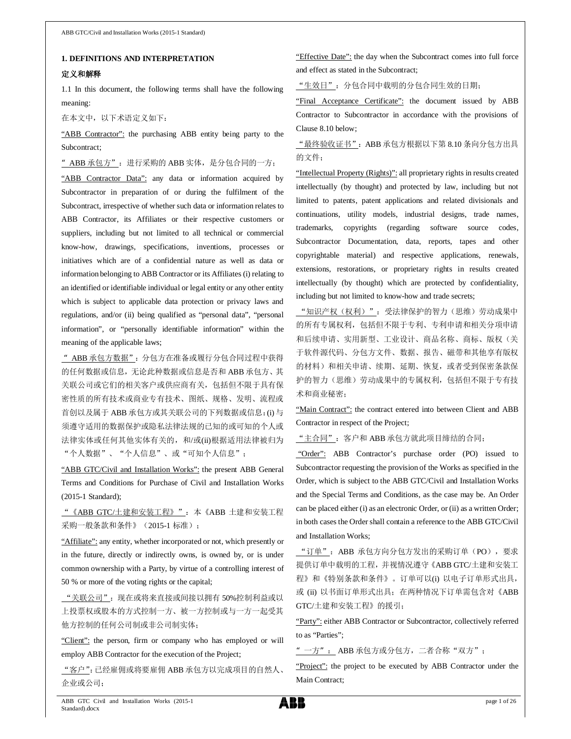**1. DEFINITIONS AND INTERPRETATION**

**定义和解释**

1.1 In this document, the following terms shall have the following meaning:

在本文中，以下术语定义如下：

"ABB Contractor": the purchasing ABB entity being party to the Subcontract;

" ABB 承包方"：进行采购的 ABB 实体，是分包合同的一方；

"ABB Contractor Data": any data or information acquired by Subcontractor in preparation of or during the fulfilment of the Subcontract, irrespective of whether such data or information relates to ABB Contractor, its Affiliates or their respective customers or suppliers, including but not limited to all technical or commercial know-how, drawings, specifications, inventions, processes or initiatives which are of a confidential nature as well as data or information belonging to ABB Contractor or its Affiliates (i) relating to an identified or identifiable individual or legal entity or any other entity which is subject to applicable data protection or privacy laws and regulations, and/or (ii) being qualified as "personal data", "personal information", or "personally identifiable information" within the meaning of the applicable laws;

" ABB 承包方数据"：分包方在准备或履行分包合同过程中获得的任何数据或信息，无论此种数据或信息是否和 ABB 承包方、其关联公司或它们的相关客户或供应商有关，包括但不限于具有保密性质的所有技术或商业专有技术、图纸、规格、发明、流程或首创以及属于 ABB 承包方或其关联公司的下列数据或信息：(i) 与须遵守适用的数据保护或隐私法律法规的已知的或可知的个人或法律实体或任何其他实体有关的，和/或(ii)根据适用法律被归为"个人数据"、"个人信息"、或"可知个人信息"；

"ABB GTC/Civil and Installation Works": the present ABB General Terms and Conditions for Purchase of Civil and Installation Works (2015-1 Standard);

"《ABB GTC/土建和安装工程》"：本《ABB 土建和安装工程采购一般条款和条件》（2015-1 标准）；

"Affiliate": any entity, whether incorporated or not, which presently or in the future, directly or indirectly owns, is owned by, or is under common ownership with a Party, by virtue of a controlling interest of 50 % or more of the voting rights or the capital;

"关联公司"：现在或将来直接或间接以拥有 50%控制利益或以上投票权或股本的方式控制一方、被一方控制或与一方一起受其他方控制的任何公司制或非公司制实体；

"Client": the person, firm or company who has employed or will employ ABB Contractor for the execution of the Project;

"客户"：已经雇佣或将要雇佣 ABB 承包方以完成项目的自然人、企业或公司；

"Effective Date": the day when the Subcontract comes into full force and effect as stated in the Subcontract;

"生效日"：分包合同中载明的分包合同生效的日期；

"Final Acceptance Certificate": the document issued by ABB Contractor to Subcontractor in accordance with the provisions of Clause 8.10 below;

"最终验收证书"：ABB 承包方根据以下第 8.10 条向分包方出具的文件；

"Intellectual Property (Rights)": all proprietary rights in results created intellectually (by thought) and protected by law, including but not limited to patents, patent applications and related divisionals and continuations, utility models, industrial designs, trade names, trademarks, copyrights (regarding software source codes, Subcontractor Documentation, data, reports, tapes and other copyrightable material) and respective applications, renewals, extensions, restorations, or proprietary rights in results created intellectually (by thought) which are protected by confidentiality, including but not limited to know-how and trade secrets;

"知识产权（权利）"：受法律保护的智力（思维）劳动成果中的所有专属权利，包括但不限于专利、专利申请和相关分项申请和后续申请、实用新型、工业设计、商品名称、商标、版权（关于软件源代码、分包方文件、数据、报告、磁带和其他享有版权的材料）和相关申请、续期、延期、恢复，或者受到保密条款保护的智力（思维）劳动成果中的专属权利，包括但不限于专有技术和商业秘密；

"Main Contract": the contract entered into between Client and ABB Contractor in respect of the Project;

"主合同"：客户和 ABB 承包方就此项目缔结的合同；

"Order": ABB Contractor's purchase order (PO) issued to Subcontractor requesting the provision of the Works as specified in the Order, which is subject to the ABB GTC/Civil and Installation Works and the Special Terms and Conditions, as the case may be. An Order can be placed either (i) as an electronic Order, or (ii) as a written Order; in both cases the Order shall contain a reference to the ABB GTC/Civil and Installation Works;

"订单"：ABB 承包方向分包方发出的采购订单（PO），要求提供订单中载明的工程，并视情况遵守《ABB GTC/土建和安装工程》和《特别条款和条件》。订单可以(i) 以电子订单形式出具，或 (ii) 以书面订单形式出具；在两种情况下订单需包含对《ABB GTC/土建和安装工程》的援引；

"Party": either ABB Contractor or Subcontractor, collectively referred to as "Parties";

"一方"：ABB 承包方或分包方，二者合称"双方"；

"Project": the project to be executed by ABB Contractor under the Main Contract;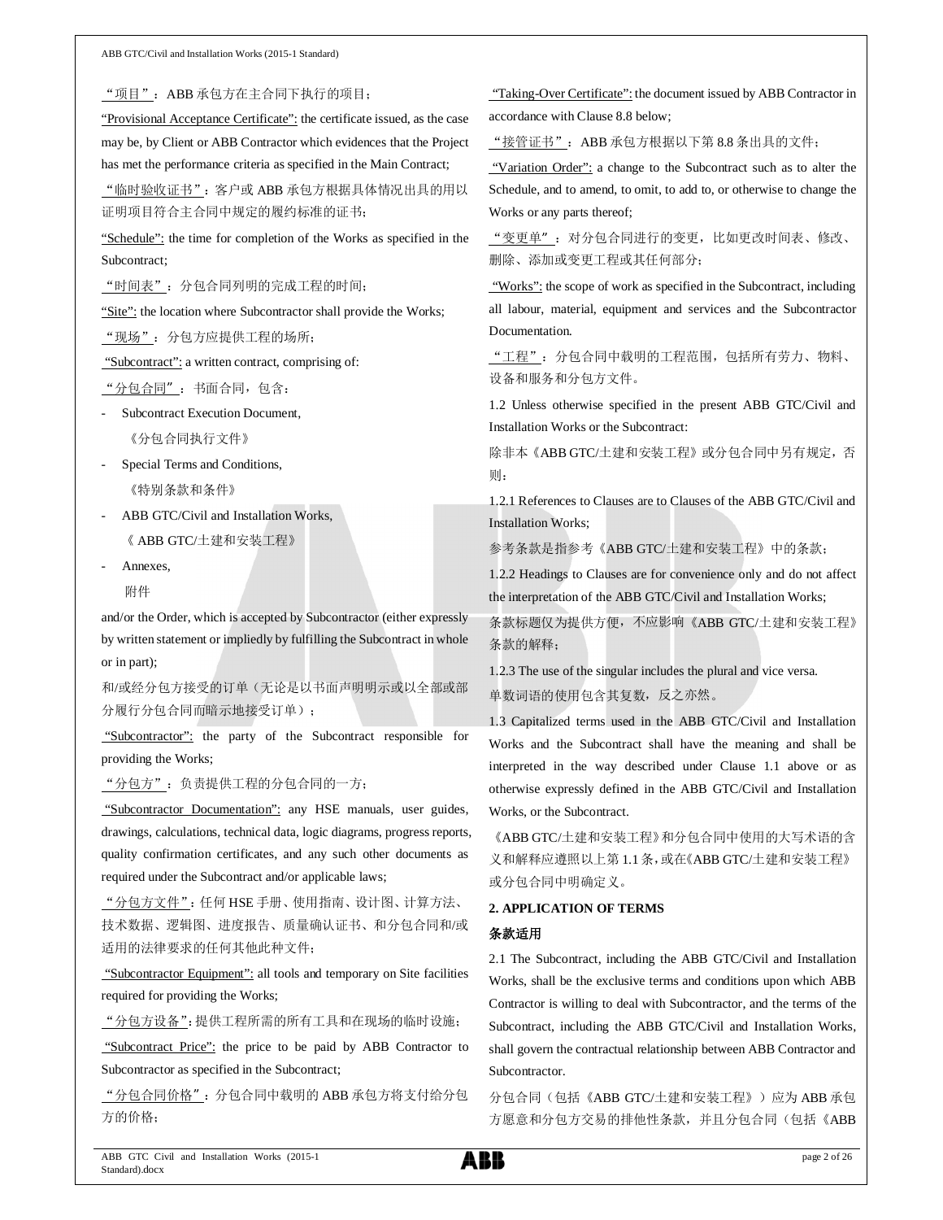“项目”：ABB 承包方在主合同下执行的项目；

“Provisional Acceptance Certificate”: the certificate issued, as the case may be, by Client or ABB Contractor which evidences that the Project has met the performance criteria as specified in the Main Contract;

“临时验收证书”：客户或 ABB 承包方根据具体情况出具的用以证明项目符合主合同中规定的履约标准的证书；

“Schedule”: the time for completion of the Works as specified in the Subcontract;

“时间表”：分包合同列明的完成工程的时间；

“Site”: the location where Subcontractor shall provide the Works;

“现场”：分包方应提供工程的场所；

“Subcontract”: a written contract, comprising of:

“分包合同”：书面合同，包含：

- Subcontract Execution Document,
  《分包合同执行文件》
- Special Terms and Conditions,
  《特别条款和条件》
- ABB GTC/Civil and Installation Works,
  《 ABB GTC/土建和安装工程》
- Annexes,
  附件

and/or the Order, which is accepted by Subcontractor (either expressly by written statement or impliedly by fulfilling the Subcontract in whole or in part);

和/或经分包方接受的订单（无论是以书面声明明示或以全部或部分履行分包合同而暗示地接受订单）；

“Subcontractor”: the party of the Subcontract responsible for providing the Works;

“分包方”：负责提供工程的分包合同的一方；

“Subcontractor Documentation”: any HSE manuals, user guides, drawings, calculations, technical data, logic diagrams, progress reports, quality confirmation certificates, and any such other documents as required under the Subcontract and/or applicable laws;

“分包方文件”：任何 HSE 手册、使用指南、设计图、计算方法、技术数据、逻辑图、进度报告、质量确认证书、和分包合同和/或适用的法律要求的任何其他此种文件；

“Subcontractor Equipment”: all tools and temporary on Site facilities required for providing the Works;

“分包方设备”：提供工程所需的所有工具和在现场的临时设施；

“Subcontract Price”: the price to be paid by ABB Contractor to Subcontractor as specified in the Subcontract;

“分包合同价格”：分包合同中载明的 ABB 承包方将支付给分包方的价格；

“Taking-Over Certificate”: the document issued by ABB Contractor in accordance with Clause 8.8 below;

“接管证书”：ABB 承包方根据以下第 8.8 条出具的文件；

“Variation Order”: a change to the Subcontract such as to alter the Schedule, and to amend, to omit, to add to, or otherwise to change the Works or any parts thereof;

“变更单”：对分包合同进行的变更，比如更改时间表、修改、删除、添加或变更工程或其任何部分；

“Works”: the scope of work as specified in the Subcontract, including all labour, material, equipment and services and the Subcontractor Documentation.

“工程”：分包合同中载明的工程范围，包括所有劳力、物料、设备和服务和分包方文件。

1.2 Unless otherwise specified in the present ABB GTC/Civil and Installation Works or the Subcontract:

除非本《ABB GTC/土建和安装工程》或分包合同中另有规定，否则：

1.2.1 References to Clauses are to Clauses of the ABB GTC/Civil and Installation Works;

参考条款是指参考《ABB GTC/土建和安装工程》中的条款；

1.2.2 Headings to Clauses are for convenience only and do not affect the interpretation of the ABB GTC/Civil and Installation Works;

条款标题仅为提供方便，不应影响《ABB GTC/土建和安装工程》条款的解释；

1.2.3 The use of the singular includes the plural and vice versa.

单数词语的使用包含其复数，反之亦然。

1.3 Capitalized terms used in the ABB GTC/Civil and Installation Works and the Subcontract shall have the meaning and shall be interpreted in the way described under Clause 1.1 above or as otherwise expressly defined in the ABB GTC/Civil and Installation Works, or the Subcontract.

《ABB GTC/土建和安装工程》和分包合同中使用的大写术语的含义和解释应遵照以上第 1.1 条，或在《ABB GTC/土建和安装工程》或分包合同中明确定义。

## 2. APPLICATION OF TERMS

## 条款适用

2.1 The Subcontract, including the ABB GTC/Civil and Installation Works, shall be the exclusive terms and conditions upon which ABB Contractor is willing to deal with Subcontractor, and the terms of the Subcontract, including the ABB GTC/Civil and Installation Works, shall govern the contractual relationship between ABB Contractor and Subcontractor.

分包合同（包括《ABB GTC/土建和安装工程》）应为 ABB 承包方愿意和分包方交易的排他性条款，并且分包合同（包括《ABB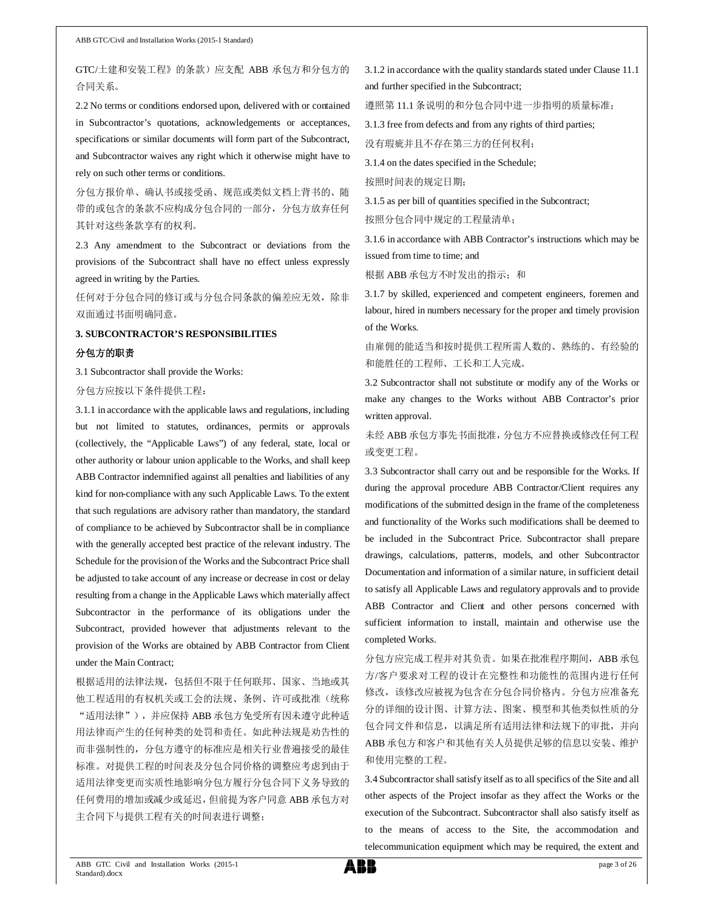GTC/土建和安装工程》的条款）应支配 ABB 承包方和分包方的合同关系。

2.2 No terms or conditions endorsed upon, delivered with or contained in Subcontractor's quotations, acknowledgements or acceptances, specifications or similar documents will form part of the Subcontract, and Subcontractor waives any right which it otherwise might have to rely on such other terms or conditions.

分包方报价单、确认书或接受函、规范或类似文档上背书的、随带的或包含的条款不应构成分包合同的一部分，分包方放弃任何其针对这些条款享有的权利。

2.3 Any amendment to the Subcontract or deviations from the provisions of the Subcontract shall have no effect unless expressly agreed in writing by the Parties.

任何对于分包合同的修订或与分包合同条款的偏差应无效，除非双面通过书面明确同意。

**3. SUBCONTRACTOR'S RESPONSIBILITIES**

**分包方的职责**

3.1 Subcontractor shall provide the Works:

分包方应按以下条件提供工程：

3.1.1 in accordance with the applicable laws and regulations, including but not limited to statutes, ordinances, permits or approvals (collectively, the "Applicable Laws") of any federal, state, local or other authority or labour union applicable to the Works, and shall keep ABB Contractor indemnified against all penalties and liabilities of any kind for non-compliance with any such Applicable Laws. To the extent that such regulations are advisory rather than mandatory, the standard of compliance to be achieved by Subcontractor shall be in compliance with the generally accepted best practice of the relevant industry. The Schedule for the provision of the Works and the Subcontract Price shall be adjusted to take account of any increase or decrease in cost or delay resulting from a change in the Applicable Laws which materially affect Subcontractor in the performance of its obligations under the Subcontract, provided however that adjustments relevant to the provision of the Works are obtained by ABB Contractor from Client under the Main Contract;

根据适用的法律法规，包括但不限于任何联邦、国家、当地或其他工程适用的有权机关或工会的法规、条例、许可或批准（统称"适用法律"），并应保持 ABB 承包方免受所有因未遵守此种适用法律而产生的任何种类的处罚和责任。如此种法规是劝告性的而非强制性的，分包方遵守的标准应是相关行业普遍接受的最佳标准。对提供工程的时间表及分包合同价格的调整应考虑到由于适用法律变更而实质性地影响分包方履行分包合同下义务导致的任何费用的增加或减少或延迟，但前提为客户同意 ABB 承包方对主合同下与提供工程有关的时间表进行调整；

3.1.2 in accordance with the quality standards stated under Clause 11.1 and further specified in the Subcontract;

遵照第 11.1 条说明的和分包合同中进一步指明的质量标准；

3.1.3 free from defects and from any rights of third parties;

没有瑕疵并且不存在第三方的任何权利；

3.1.4 on the dates specified in the Schedule;

按照时间表的规定日期；

3.1.5 as per bill of quantities specified in the Subcontract;

按照分包合同中规定的工程量清单；

3.1.6 in accordance with ABB Contractor's instructions which may be issued from time to time; and

根据 ABB 承包方不时发出的指示；和

3.1.7 by skilled, experienced and competent engineers, foremen and labour, hired in numbers necessary for the proper and timely provision of the Works.

由雇佣的能适当和按时提供工程所需人数的、熟练的、有经验的和能胜任的工程师、工长和工人完成。

3.2 Subcontractor shall not substitute or modify any of the Works or make any changes to the Works without ABB Contractor's prior written approval.

未经 ABB 承包方事先书面批准，分包方不应替换或修改任何工程或变更工程。

3.3 Subcontractor shall carry out and be responsible for the Works. If during the approval procedure ABB Contractor/Client requires any modifications of the submitted design in the frame of the completeness and functionality of the Works such modifications shall be deemed to be included in the Subcontract Price. Subcontractor shall prepare drawings, calculations, patterns, models, and other Subcontractor Documentation and information of a similar nature, in sufficient detail to satisfy all Applicable Laws and regulatory approvals and to provide ABB Contractor and Client and other persons concerned with sufficient information to install, maintain and otherwise use the completed Works.

分包方应完成工程并对其负责。如果在批准程序期间，ABB 承包方/客户要求对工程的设计在完整性和功能性的范围内进行任何修改，该修改应被视为包含在分包合同价格内。分包方应准备充分的详细的设计图、计算方法、图案、模型和其他类似性质的分包合同文件和信息，以满足所有适用法律和法规下的审批，并向 ABB 承包方和客户和其他有关人员提供足够的信息以安装、维护和使用完整的工程。

3.4 Subcontractor shall satisfy itself as to all specifics of the Site and all other aspects of the Project insofar as they affect the Works or the execution of the Subcontract. Subcontractor shall also satisfy itself as to the means of access to the Site, the accommodation and telecommunication equipment which may be required, the extent and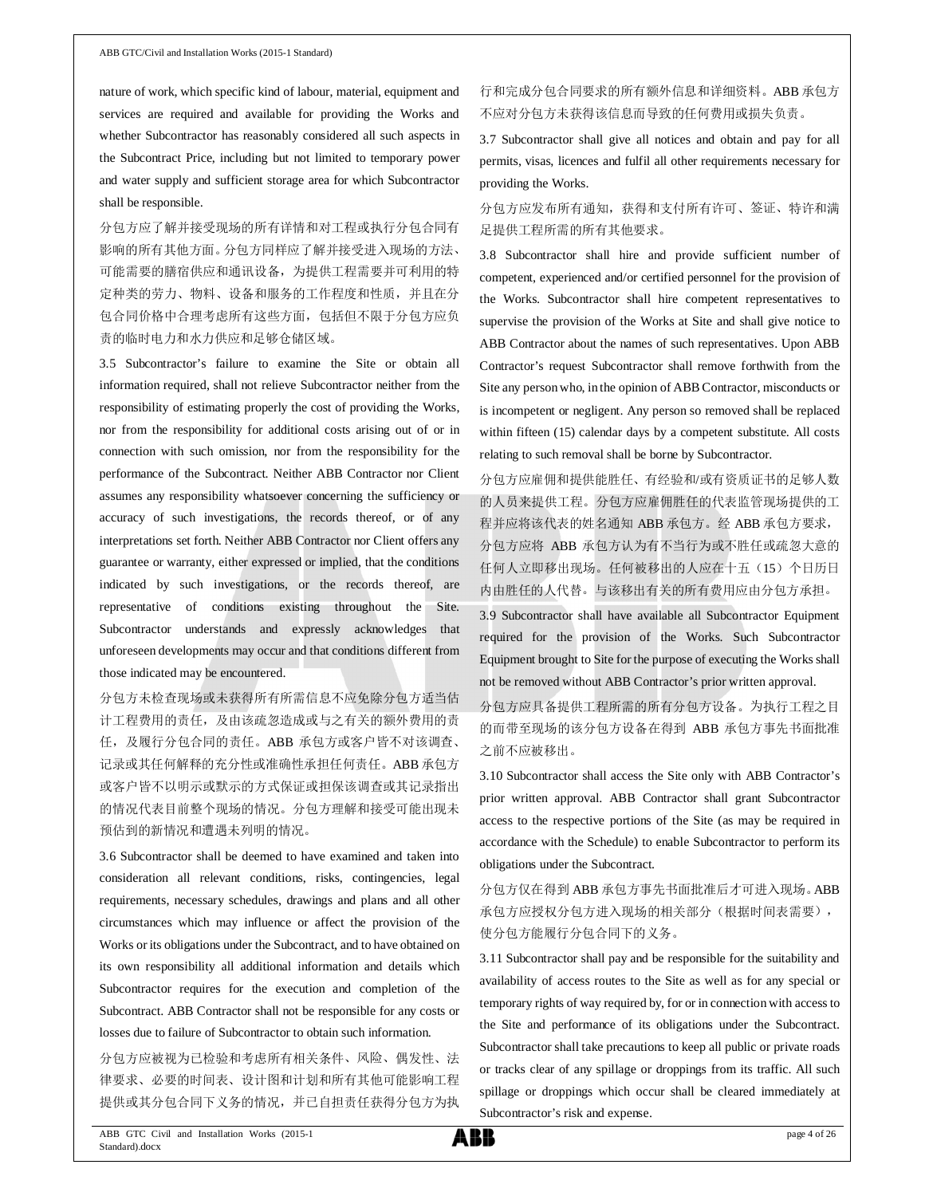nature of work, which specific kind of labour, material, equipment and services are required and available for providing the Works and whether Subcontractor has reasonably considered all such aspects in the Subcontract Price, including but not limited to temporary power and water supply and sufficient storage area for which Subcontractor shall be responsible.

分包方应了解并接受现场的所有详情和对工程或执行分包合同有影响的所有其他方面。分包方同样应了解并接受进入现场的方法、可能需要的膳宿供应和通讯设备，为提供工程需要并可利用的特定种类的劳力、物料、设备和服务的工作程度和性质，并且在分包合同价格中合理考虑所有这些方面，包括但不限于分包方应负责的临时电力和水力供应和足够仓储区域。

3.5 Subcontractor's failure to examine the Site or obtain all information required, shall not relieve Subcontractor neither from the responsibility of estimating properly the cost of providing the Works, nor from the responsibility for additional costs arising out of or in connection with such omission, nor from the responsibility for the performance of the Subcontract. Neither ABB Contractor nor Client assumes any responsibility whatsoever concerning the sufficiency or accuracy of such investigations, the records thereof, or of any interpretations set forth. Neither ABB Contractor nor Client offers any guarantee or warranty, either expressed or implied, that the conditions indicated by such investigations, or the records thereof, are representative of conditions existing throughout the Site. Subcontractor understands and expressly acknowledges that unforeseen developments may occur and that conditions different from those indicated may be encountered.

分包方未检查现场或未获得所有所需信息不应免除分包方适当估计工程费用的责任，及由该疏忽造成或与之有关的额外费用的责任，及履行分包合同的责任。ABB 承包方或客户皆不对该调查、记录或其任何解释的充分性或准确性承担任何责任。ABB 承包方或客户皆不以明示或默示的方式保证或担保该调查或其记录指出的情况代表目前整个现场的情况。分包方理解和接受可能出现未预估到的新情况和遭遇未列明的情况。

3.6 Subcontractor shall be deemed to have examined and taken into consideration all relevant conditions, risks, contingencies, legal requirements, necessary schedules, drawings and plans and all other circumstances which may influence or affect the provision of the Works or its obligations under the Subcontract, and to have obtained on its own responsibility all additional information and details which Subcontractor requires for the execution and completion of the Subcontract. ABB Contractor shall not be responsible for any costs or losses due to failure of Subcontractor to obtain such information.

分包方应被视为已检验和考虑所有相关条件、风险、偶发性、法律要求、必要的时间表、设计图和计划和所有其他可能影响工程提供或其分包合同下义务的情况，并已自担责任获得分包方为执行和完成分包合同要求的所有额外信息和详细资料。ABB 承包方不应对分包方未获得该信息而导致的任何费用或损失负责。

3.7 Subcontractor shall give all notices and obtain and pay for all permits, visas, licences and fulfil all other requirements necessary for providing the Works.

分包方应发布所有通知，获得和支付所有许可、签证、特许和满足提供工程所需的所有其他要求。

3.8 Subcontractor shall hire and provide sufficient number of competent, experienced and/or certified personnel for the provision of the Works. Subcontractor shall hire competent representatives to supervise the provision of the Works at Site and shall give notice to ABB Contractor about the names of such representatives. Upon ABB Contractor's request Subcontractor shall remove forthwith from the Site any person who, in the opinion of ABB Contractor, misconducts or is incompetent or negligent. Any person so removed shall be replaced within fifteen (15) calendar days by a competent substitute. All costs relating to such removal shall be borne by Subcontractor.

分包方应雇佣和提供能胜任、有经验和/或有资质证书的足够人数的人员来提供工程。分包方应雇佣胜任的代表监管现场提供的工程并应将该代表的姓名通知 ABB 承包方。经 ABB 承包方要求，分包方应将 ABB 承包方认为有不当行为或不胜任或疏忽大意的任何人立即移出现场。任何被移出的人应在十五（15）个日历日内由胜任的人代替。与该移出有关的所有费用应由分包方承担。

3.9 Subcontractor shall have available all Subcontractor Equipment required for the provision of the Works. Such Subcontractor Equipment brought to Site for the purpose of executing the Works shall not be removed without ABB Contractor's prior written approval.

分包方应具备提供工程所需的所有分包方设备。为执行工程之目的而带至现场的该分包方设备在得到 ABB 承包方事先书面批准之前不应被移出。

3.10 Subcontractor shall access the Site only with ABB Contractor's prior written approval. ABB Contractor shall grant Subcontractor access to the respective portions of the Site (as may be required in accordance with the Schedule) to enable Subcontractor to perform its obligations under the Subcontract.

分包方仅在得到 ABB 承包方事先书面批准后才可进入现场。ABB 承包方应授权分包方进入现场的相关部分（根据时间表需要），使分包方能履行分包合同下的义务。

3.11 Subcontractor shall pay and be responsible for the suitability and availability of access routes to the Site as well as for any special or temporary rights of way required by, for or in connection with access to the Site and performance of its obligations under the Subcontract. Subcontractor shall take precautions to keep all public or private roads or tracks clear of any spillage or droppings from its traffic. All such spillage or droppings which occur shall be cleared immediately at Subcontractor's risk and expense.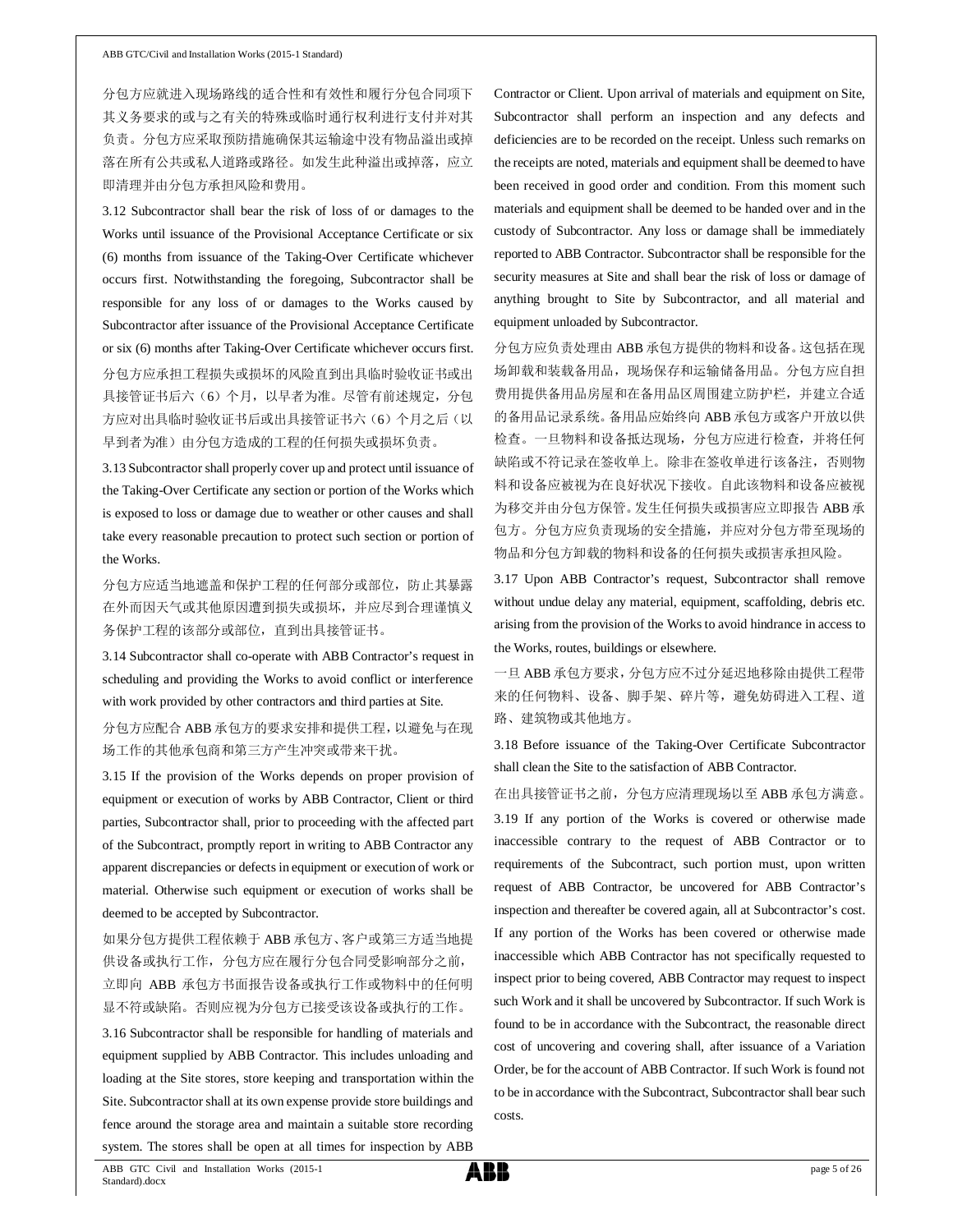分包方应就进入现场路线的适合性和有效性和履行分包合同项下其义务要求的或与之有关的特殊或临时通行权利进行支付并对其负责。分包方应采取预防措施确保其运输途中没有物品溢出或掉落在所有公共或私人道路或路径。如发生此种溢出或掉落，应立即清理并由分包方承担风险和费用。

3.12 Subcontractor shall bear the risk of loss of or damages to the Works until issuance of the Provisional Acceptance Certificate or six (6) months from issuance of the Taking-Over Certificate whichever occurs first. Notwithstanding the foregoing, Subcontractor shall be responsible for any loss of or damages to the Works caused by Subcontractor after issuance of the Provisional Acceptance Certificate or six (6) months after Taking-Over Certificate whichever occurs first.

分包方应承担工程损失或损坏的风险直到出具临时验收证书或出具接管证书后六（6）个月，以早者为准。尽管有前述规定，分包方应对出具临时验收证书后或出具接管证书六（6）个月之后（以早到者为准）由分包方造成的工程的任何损失或损坏负责。

3.13 Subcontractor shall properly cover up and protect until issuance of the Taking-Over Certificate any section or portion of the Works which is exposed to loss or damage due to weather or other causes and shall take every reasonable precaution to protect such section or portion of the Works.

分包方应适当地遮盖和保护工程的任何部分或部位，防止其暴露在外而因天气或其他原因遭到损失或损坏，并应尽到合理谨慎义务保护工程的该部分或部位，直到出具接管证书。

3.14 Subcontractor shall co-operate with ABB Contractor's request in scheduling and providing the Works to avoid conflict or interference with work provided by other contractors and third parties at Site.

分包方应配合 ABB 承包方的要求安排和提供工程，以避免与在现场工作的其他承包商和第三方产生冲突或带来干扰。

3.15 If the provision of the Works depends on proper provision of equipment or execution of works by ABB Contractor, Client or third parties, Subcontractor shall, prior to proceeding with the affected part of the Subcontract, promptly report in writing to ABB Contractor any apparent discrepancies or defects in equipment or execution of work or material. Otherwise such equipment or execution of works shall be deemed to be accepted by Subcontractor.

如果分包方提供工程依赖于 ABB 承包方、客户或第三方适当地提供设备或执行工作，分包方应在履行分包合同受影响部分之前，立即向 ABB 承包方书面报告设备或执行工作或物料中的任何明显不符或缺陷。否则应视为分包方已接受该设备或执行的工作。

3.16 Subcontractor shall be responsible for handling of materials and equipment supplied by ABB Contractor. This includes unloading and loading at the Site stores, store keeping and transportation within the Site. Subcontractor shall at its own expense provide store buildings and fence around the storage area and maintain a suitable store recording system. The stores shall be open at all times for inspection by ABB Contractor or Client. Upon arrival of materials and equipment on Site, Subcontractor shall perform an inspection and any defects and deficiencies are to be recorded on the receipt. Unless such remarks on the receipts are noted, materials and equipment shall be deemed to have been received in good order and condition. From this moment such materials and equipment shall be deemed to be handed over and in the custody of Subcontractor. Any loss or damage shall be immediately reported to ABB Contractor. Subcontractor shall be responsible for the security measures at Site and shall bear the risk of loss or damage of anything brought to Site by Subcontractor, and all material and equipment unloaded by Subcontractor.

分包方应负责处理由 ABB 承包方提供的物料和设备。这包括在现场卸载和装载备用品，现场保存和运输储备用品。分包方应自担费用提供备用品房屋和在备用品区周围建立防护栏，并建立合适的备用品记录系统。备用品应始终向 ABB 承包方或客户开放以供检查。一旦物料和设备抵达现场，分包方应进行检查，并将任何缺陷或不符记录在签收单上。除非在签收单进行该备注，否则物料和设备应被视为在良好状况下接收。自此该物料和设备应被视为移交并由分包方保管。发生任何损失或损害应立即报告 ABB 承包方。分包方应负责现场的安全措施，并应对分包方带至现场的物品和分包方卸载的物料和设备的任何损失或损害承担风险。

3.17 Upon ABB Contractor's request, Subcontractor shall remove without undue delay any material, equipment, scaffolding, debris etc. arising from the provision of the Works to avoid hindrance in access to the Works, routes, buildings or elsewhere.

一旦 ABB 承包方要求，分包方应不过分延迟地移除由提供工程带来的任何物料、设备、脚手架、碎片等，避免妨碍进入工程、道路、建筑物或其他地方。

3.18 Before issuance of the Taking-Over Certificate Subcontractor shall clean the Site to the satisfaction of ABB Contractor.

在出具接管证书之前，分包方应清理现场以至 ABB 承包方满意。

3.19 If any portion of the Works is covered or otherwise made inaccessible contrary to the request of ABB Contractor or to requirements of the Subcontract, such portion must, upon written request of ABB Contractor, be uncovered for ABB Contractor's inspection and thereafter be covered again, all at Subcontractor's cost. If any portion of the Works has been covered or otherwise made inaccessible which ABB Contractor has not specifically requested to inspect prior to being covered, ABB Contractor may request to inspect such Work and it shall be uncovered by Subcontractor. If such Work is found to be in accordance with the Subcontract, the reasonable direct cost of uncovering and covering shall, after issuance of a Variation Order, be for the account of ABB Contractor. If such Work is found not to be in accordance with the Subcontract, Subcontractor shall bear such costs.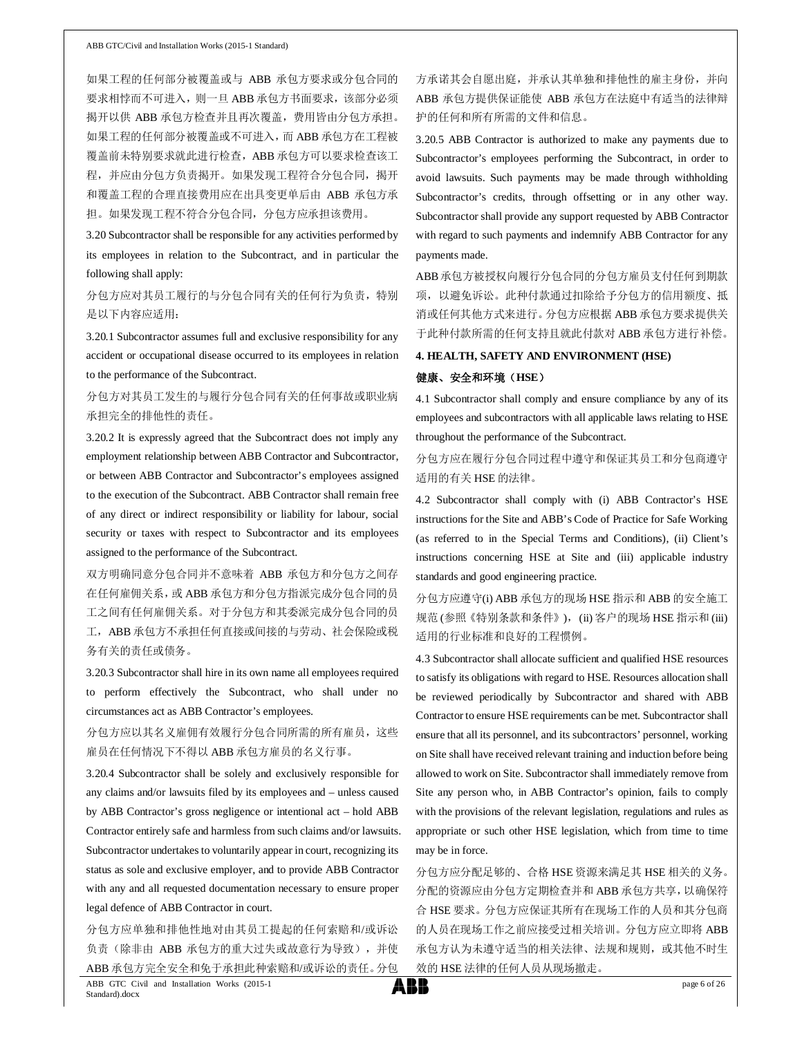如果工程的任何部分被覆盖或与 ABB 承包方要求或分包合同的要求相悖而不可进入，则一旦 ABB 承包方书面要求，该部分必须揭开以供 ABB 承包方检查并且再次覆盖，费用皆由分包方承担。如果工程的任何部分被覆盖或不可进入，而 ABB 承包方在工程被覆盖前未特别要求就此进行检查，ABB 承包方可以要求检查该工程，并应由分包方负责揭开。如果发现工程符合分包合同，揭开和覆盖工程的合理直接费用应在出具变更单后由 ABB 承包方承担。如果发现工程不符合分包合同，分包方应承担该费用。

3.20 Subcontractor shall be responsible for any activities performed by its employees in relation to the Subcontract, and in particular the following shall apply:

分包方应对其员工履行的与分包合同有关的任何行为负责，特别是以下内容应适用：

3.20.1 Subcontractor assumes full and exclusive responsibility for any accident or occupational disease occurred to its employees in relation to the performance of the Subcontract.

分包方对其员工发生的与履行分包合同有关的任何事故或职业病承担完全的排他性的责任。

3.20.2 It is expressly agreed that the Subcontract does not imply any employment relationship between ABB Contractor and Subcontractor, or between ABB Contractor and Subcontractor's employees assigned to the execution of the Subcontract. ABB Contractor shall remain free of any direct or indirect responsibility or liability for labour, social security or taxes with respect to Subcontractor and its employees assigned to the performance of the Subcontract.

双方明确同意分包合同并不意味着 ABB 承包方和分包方之间存在任何雇佣关系，或 ABB 承包方和分包方指派完成分包合同的员工之间有任何雇佣关系。对于分包方和其委派完成分包合同的员工，ABB 承包方不承担任何直接或间接的与劳动、社会保险或税务有关的责任或债务。

3.20.3 Subcontractor shall hire in its own name all employees required to perform effectively the Subcontract, who shall under no circumstances act as ABB Contractor's employees.

分包方应以其名义雇佣有效履行分包合同所需的所有雇员，这些雇员在任何情况下不得以 ABB 承包方雇员的名义行事。

3.20.4 Subcontractor shall be solely and exclusively responsible for any claims and/or lawsuits filed by its employees and – unless caused by ABB Contractor's gross negligence or intentional act – hold ABB Contractor entirely safe and harmless from such claims and/or lawsuits. Subcontractor undertakes to voluntarily appear in court, recognizing its status as sole and exclusive employer, and to provide ABB Contractor with any and all requested documentation necessary to ensure proper legal defence of ABB Contractor in court.

分包方应单独和排他性地对由其员工提起的任何索赔和/或诉讼负责（除非由 ABB 承包方的重大过失或故意行为导致），并使 ABB 承包方完全安全和免于承担此种索赔和/或诉讼的责任。分包方承诺其会自愿出庭，并承认其单独和排他性的雇主身份，并向 ABB 承包方提供保证能使 ABB 承包方在法庭中有适当的法律辩护的任何和所有所需的文件和信息。

3.20.5 ABB Contractor is authorized to make any payments due to Subcontractor's employees performing the Subcontract, in order to avoid lawsuits. Such payments may be made through withholding Subcontractor's credits, through offsetting or in any other way. Subcontractor shall provide any support requested by ABB Contractor with regard to such payments and indemnify ABB Contractor for any payments made.

ABB 承包方被授权向履行分包合同的分包方雇员支付任何到期款项，以避免诉讼。此种付款通过扣除给予分包方的信用额度、抵消或任何其他方式来进行。分包方应根据 ABB 承包方要求提供关于此种付款所需的任何支持且就此付款对 ABB 承包方进行补偿。

## 4. HEALTH, SAFETY AND ENVIRONMENT (HSE)

## 健康、安全和环境（HSE）

4.1 Subcontractor shall comply and ensure compliance by any of its employees and subcontractors with all applicable laws relating to HSE throughout the performance of the Subcontract.

分包方应在履行分包合同过程中遵守和保证其员工和分包商遵守适用的有关 HSE 的法律。

4.2 Subcontractor shall comply with (i) ABB Contractor's HSE instructions for the Site and ABB's Code of Practice for Safe Working (as referred to in the Special Terms and Conditions), (ii) Client's instructions concerning HSE at Site and (iii) applicable industry standards and good engineering practice.

分包方应遵守(i) ABB 承包方的现场 HSE 指示和 ABB 的安全施工规范 (参照《特别条款和条件》)，(ii) 客户的现场 HSE 指示和 (iii) 适用的行业标准和良好的工程惯例。

4.3 Subcontractor shall allocate sufficient and qualified HSE resources to satisfy its obligations with regard to HSE. Resources allocation shall be reviewed periodically by Subcontractor and shared with ABB Contractor to ensure HSE requirements can be met. Subcontractor shall ensure that all its personnel, and its subcontractors' personnel, working on Site shall have received relevant training and induction before being allowed to work on Site. Subcontractor shall immediately remove from Site any person who, in ABB Contractor's opinion, fails to comply with the provisions of the relevant legislation, regulations and rules as appropriate or such other HSE legislation, which from time to time may be in force.

分包方应分配足够的、合格 HSE 资源来满足其 HSE 相关的义务。分配的资源应由分包方定期检查并和 ABB 承包方共享，以确保符合 HSE 要求。分包方应保证其所有在现场工作的人员和其分包商的人员在现场工作之前应接受过相关培训。分包方应立即将 ABB 承包方认为未遵守适当的相关法律、法规和规则，或其他不时生效的 HSE 法律的任何人员从现场撤走。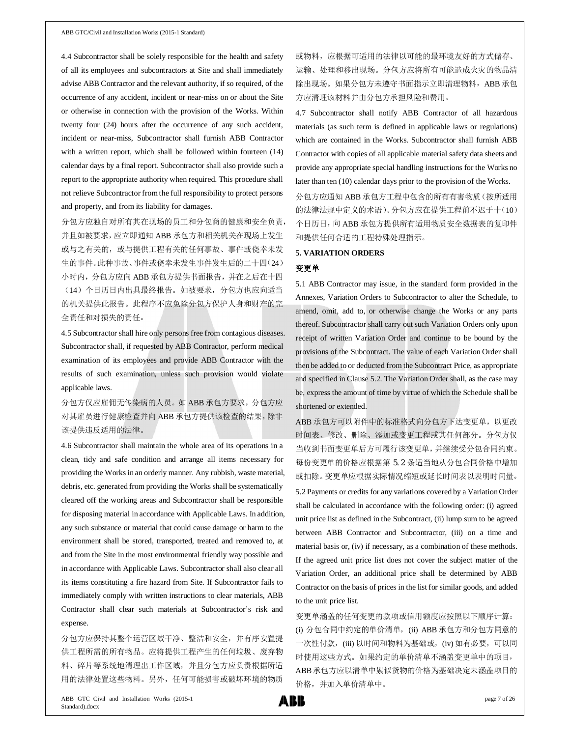4.4 Subcontractor shall be solely responsible for the health and safety of all its employees and subcontractors at Site and shall immediately advise ABB Contractor and the relevant authority, if so required, of the occurrence of any accident, incident or near-miss on or about the Site or otherwise in connection with the provision of the Works. Within twenty four (24) hours after the occurrence of any such accident, incident or near-miss, Subcontractor shall furnish ABB Contractor with a written report, which shall be followed within fourteen (14) calendar days by a final report. Subcontractor shall also provide such a report to the appropriate authority when required. This procedure shall not relieve Subcontractor from the full responsibility to protect persons and property, and from its liability for damages.

分包方应独自对所有其在现场的员工和分包商的健康和安全负责，并且如被要求，应立即通知 ABB 承包方和相关机关在现场上发生或与之有关的，或与提供工程有关的任何事故、事件或侥幸未发生的事件。此种事故、事件或侥幸未发生事件发生后的二十四（24）小时内，分包方应向 ABB 承包方提供书面报告，并在之后在十四（14）个日历日内出具最终报告。如被要求，分包方也应向适当的机关提供此报告。此程序不应免除分包方保护人身和财产的完全责任和对损失的责任。

4.5 Subcontractor shall hire only persons free from contagious diseases. Subcontractor shall, if requested by ABB Contractor, perform medical examination of its employees and provide ABB Contractor with the results of such examination, unless such provision would violate applicable laws.

分包方仅应雇佣无传染病的人员。如 ABB 承包方要求，分包方应对其雇员进行健康检查并向 ABB 承包方提供该检查的结果，除非该提供违反适用的法律。

4.6 Subcontractor shall maintain the whole area of its operations in a clean, tidy and safe condition and arrange all items necessary for providing the Works in an orderly manner. Any rubbish, waste material, debris, etc. generated from providing the Works shall be systematically cleared off the working areas and Subcontractor shall be responsible for disposing material in accordance with Applicable Laws. In addition, any such substance or material that could cause damage or harm to the environment shall be stored, transported, treated and removed to, at and from the Site in the most environmental friendly way possible and in accordance with Applicable Laws. Subcontractor shall also clear all its items constituting a fire hazard from Site. If Subcontractor fails to immediately comply with written instructions to clear materials, ABB Contractor shall clear such materials at Subcontractor's risk and expense.

分包方应保持其整个运营区域干净、整洁和安全，并有序安置提供工程所需的所有物品。应将提供工程产生的任何垃圾、废弃物料、碎片等系统地清理出工作区域，并且分包方应负责根据所适用的法律处置这些物料。另外，任何可能损害或破坏环境的物质或物料，应根据可适用的法律以可能的最环境友好的方式储存、运输、处理和移出现场。分包方应将所有可能造成火灾的物品清除出现场。如果分包方未遵守书面指示立即清理物料，ABB 承包方应清理该材料并由分包方承担风险和费用。

4.7 Subcontractor shall notify ABB Contractor of all hazardous materials (as such term is defined in applicable laws or regulations) which are contained in the Works. Subcontractor shall furnish ABB Contractor with copies of all applicable material safety data sheets and provide any appropriate special handling instructions for the Works no later than ten (10) calendar days prior to the provision of the Works.

分包方应通知 ABB 承包方工程中包含的所有有害物质（按所适用的法律法规中定义的术语）。分包方应在提供工程前不迟于十（10）个日历日，向 ABB 承包方提供所有适用物质安全数据表的复印件和提供任何合适的工程特殊处理指示。

## 5. VARIATION ORDERS

## 变更单

5.1 ABB Contractor may issue, in the standard form provided in the Annexes, Variation Orders to Subcontractor to alter the Schedule, to amend, omit, add to, or otherwise change the Works or any parts thereof. Subcontractor shall carry out such Variation Orders only upon receipt of written Variation Order and continue to be bound by the provisions of the Subcontract. The value of each Variation Order shall then be added to or deducted from the Subcontract Price, as appropriate and specified in Clause 5.2. The Variation Order shall, as the case may be, express the amount of time by virtue of which the Schedule shall be shortened or extended.

ABB 承包方可以附件中的标准格式向分包方下达变更单，以更改时间表、修改、删除、添加或变更工程或其任何部分。分包方仅当收到书面变更单后方可履行该变更单，并继续受分包合同约束。每份变更单的价格应根据第 5.2 条适当地从分包合同价格中增加或扣除。变更单应根据实际情况缩短或延长时间表以表明时间量。

5.2 Payments or credits for any variations covered by a Variation Order shall be calculated in accordance with the following order: (i) agreed unit price list as defined in the Subcontract, (ii) lump sum to be agreed between ABB Contractor and Subcontractor, (iii) on a time and material basis or, (iv) if necessary, as a combination of these methods. If the agreed unit price list does not cover the subject matter of the Variation Order, an additional price shall be determined by ABB Contractor on the basis of prices in the list for similar goods, and added to the unit price list.

变更单涵盖的任何变更的款项或信用额度应按照以下顺序计算：(i) 分包合同中约定的单价清单，(ii) ABB 承包方和分包方同意的一次性付款，(iii) 以时间和物料为基础或，(iv) 如有必要，可以同时使用这些方式。如果约定的单价清单不涵盖变更单中的项目，ABB 承包方应以清单中累似货物的价格为基础决定未涵盖项目的价格，并加入单价清单中。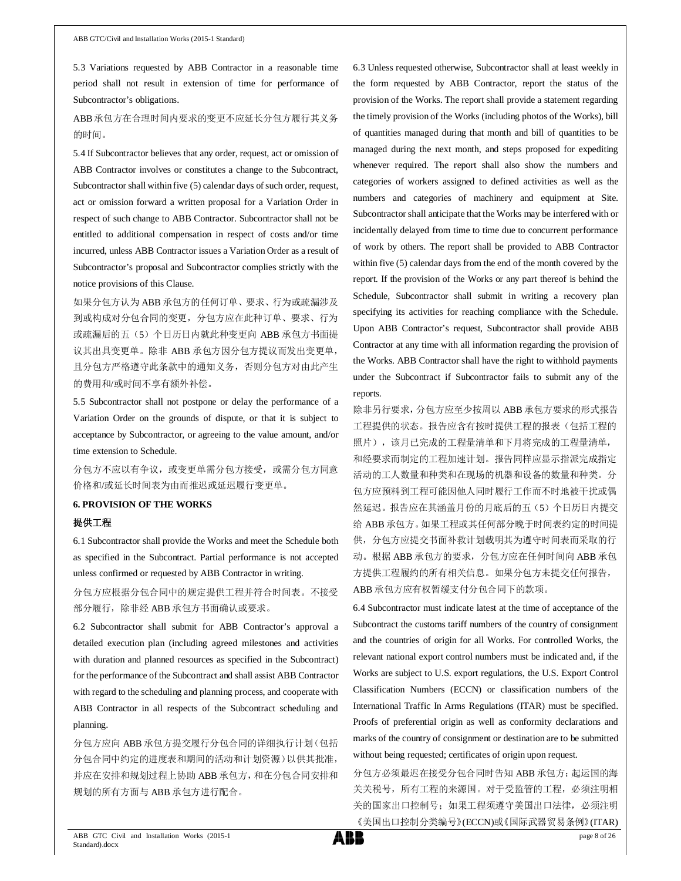5.3 Variations requested by ABB Contractor in a reasonable time period shall not result in extension of time for performance of Subcontractor's obligations.

ABB承包方在合理时间内要求的变更不应延长分包方履行其义务的时间。

5.4 If Subcontractor believes that any order, request, act or omission of ABB Contractor involves or constitutes a change to the Subcontract, Subcontractor shall within five (5) calendar days of such order, request, act or omission forward a written proposal for a Variation Order in respect of such change to ABB Contractor. Subcontractor shall not be entitled to additional compensation in respect of costs and/or time incurred, unless ABB Contractor issues a Variation Order as a result of Subcontractor's proposal and Subcontractor complies strictly with the notice provisions of this Clause.

如果分包方认为ABB承包方的任何订单、要求、行为或疏漏涉及到或构成对分包合同的变更，分包方应在此种订单、要求、行为或疏漏后的五（5）个日历日内就此种变更向ABB承包方书面提议其出具变更单。除非ABB承包方因分包方提议而发出变更单，且分包方严格遵守此条款中的通知义务，否则分包方对由此产生的费用和/或时间不享有额外补偿。

5.5 Subcontractor shall not postpone or delay the performance of a Variation Order on the grounds of dispute, or that it is subject to acceptance by Subcontractor, or agreeing to the value amount, and/or time extension to Schedule.

分包方不应以有争议，或变更单需分包方接受，或需分包方同意价格和/或延长时间表为由而推迟或延迟履行变更单。

## 6. PROVISION OF THE WORKS

## 提供工程

6.1 Subcontractor shall provide the Works and meet the Schedule both as specified in the Subcontract. Partial performance is not accepted unless confirmed or requested by ABB Contractor in writing.

分包方应根据分包合同中的规定提供工程并符合时间表。不接受部分履行，除非经ABB承包方书面确认或要求。

6.2 Subcontractor shall submit for ABB Contractor's approval a detailed execution plan (including agreed milestones and activities with duration and planned resources as specified in the Subcontract) for the performance of the Subcontract and shall assist ABB Contractor with regard to the scheduling and planning process, and cooperate with ABB Contractor in all respects of the Subcontract scheduling and planning.

分包方应向ABB承包方提交履行分包合同的详细执行计划（包括分包合同中约定的进度表和期间的活动和计划资源）以供其批准，并应在安排和规划过程上协助ABB承包方，和在分包合同安排和规划的所有方面与ABB承包方进行配合。

6.3 Unless requested otherwise, Subcontractor shall at least weekly in the form requested by ABB Contractor, report the status of the provision of the Works. The report shall provide a statement regarding the timely provision of the Works (including photos of the Works), bill of quantities managed during that month and bill of quantities to be managed during the next month, and steps proposed for expediting whenever required. The report shall also show the numbers and categories of workers assigned to defined activities as well as the numbers and categories of machinery and equipment at Site. Subcontractor shall anticipate that the Works may be interfered with or incidentally delayed from time to time due to concurrent performance of work by others. The report shall be provided to ABB Contractor within five (5) calendar days from the end of the month covered by the report. If the provision of the Works or any part thereof is behind the Schedule, Subcontractor shall submit in writing a recovery plan specifying its activities for reaching compliance with the Schedule. Upon ABB Contractor's request, Subcontractor shall provide ABB Contractor at any time with all information regarding the provision of the Works. ABB Contractor shall have the right to withhold payments under the Subcontract if Subcontractor fails to submit any of the reports.

除非另行要求，分包方应至少按周以ABB承包方要求的形式报告工程提供的状态。报告应含有按时提供工程的报表（包括工程的照片），该月已完成的工程量清单和下月将完成的工程量清单，和经要求而制定的工程加速计划。报告同样应显示指派完成指定活动的工人数量和种类和在现场的机器和设备的数量和种类。分包方应预料到工程可能因他人同时履行工作而不时地被干扰或偶然延迟。报告应在其涵盖月份的月底后的五（5）个日历日内提交给ABB承包方。如果工程或其任何部分晚于时间表约定的时间提供，分包方应提交书面补救计划载明其为遵守时间表而采取的行动。根据ABB承包方的要求，分包方应在任何时间向ABB承包方提供工程履约的所有相关信息。如果分包方未提交任何报告，ABB承包方应有权暂缓支付分包合同下的款项。

6.4 Subcontractor must indicate latest at the time of acceptance of the Subcontract the customs tariff numbers of the country of consignment and the countries of origin for all Works. For controlled Works, the relevant national export control numbers must be indicated and, if the Works are subject to U.S. export regulations, the U.S. Export Control Classification Numbers (ECCN) or classification numbers of the International Traffic In Arms Regulations (ITAR) must be specified. Proofs of preferential origin as well as conformity declarations and marks of the country of consignment or destination are to be submitted without being requested; certificates of origin upon request.

分包方必须最迟在接受分包合同时告知ABB承包方：起运国的海关关税号，所有工程的来源国。对于受监管的工程，必须注明相关的国家出口控制号；如果工程须遵守美国出口法律，必须注明《美国出口控制分类编号》(ECCN)或《国际武器贸易条例》(ITAR)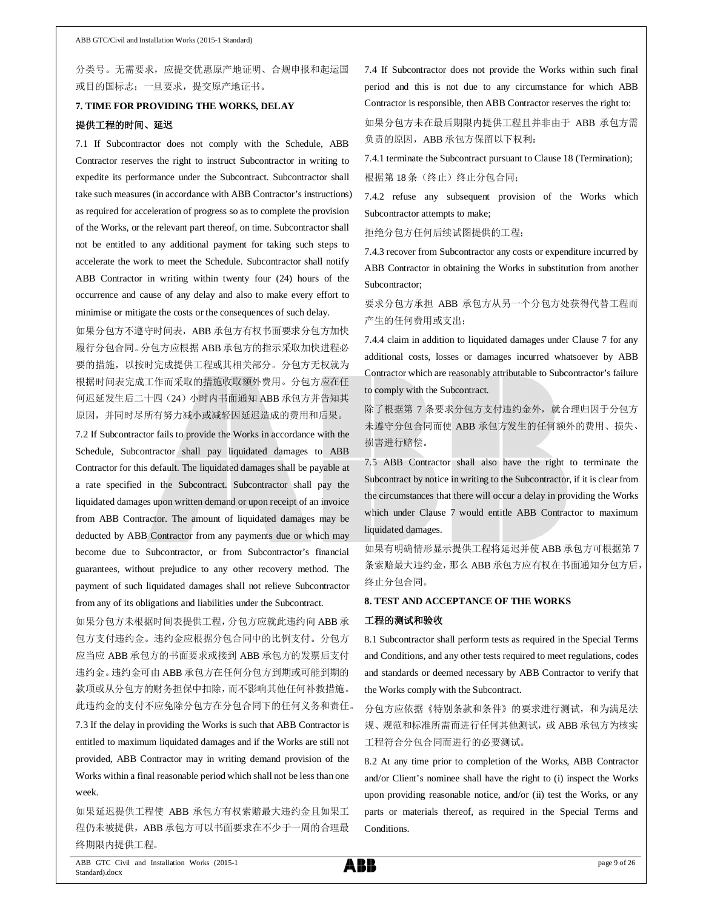分类号。无需要求，应提交优惠原产地证明、合规申报和起运国或目的国标志；一旦要求，提交原产地证书。

### 7. TIME FOR PROVIDING THE WORKS, DELAY

### 提供工程的时间、延迟

7.1 If Subcontractor does not comply with the Schedule, ABB Contractor reserves the right to instruct Subcontractor in writing to expedite its performance under the Subcontract. Subcontractor shall take such measures (in accordance with ABB Contractor's instructions) as required for acceleration of progress so as to complete the provision of the Works, or the relevant part thereof, on time. Subcontractor shall not be entitled to any additional payment for taking such steps to accelerate the work to meet the Schedule. Subcontractor shall notify ABB Contractor in writing within twenty four (24) hours of the occurrence and cause of any delay and also to make every effort to minimise or mitigate the costs or the consequences of such delay.

如果分包方不遵守时间表，ABB 承包方有权书面要求分包方加快履行分包合同。分包方应根据 ABB 承包方的指示采取加快进程必要的措施，以按时完成提供工程或其相关部分。分包方无权就为根据时间表完成工作而采取的措施收取额外费用。分包方应在任何迟延发生后二十四（24）小时内书面通知 ABB 承包方并告知其原因，并同时尽所有努力减小或减轻因延迟造成的费用和后果。

7.2 If Subcontractor fails to provide the Works in accordance with the Schedule, Subcontractor shall pay liquidated damages to ABB Contractor for this default. The liquidated damages shall be payable at a rate specified in the Subcontract. Subcontractor shall pay the liquidated damages upon written demand or upon receipt of an invoice from ABB Contractor. The amount of liquidated damages may be deducted by ABB Contractor from any payments due or which may become due to Subcontractor, or from Subcontractor's financial guarantees, without prejudice to any other recovery method. The payment of such liquidated damages shall not relieve Subcontractor from any of its obligations and liabilities under the Subcontract.

如果分包方未根据时间表提供工程，分包方应就此违约向 ABB 承包方支付违约金。违约金应根据分包合同中的比例支付。分包方应当应 ABB 承包方的书面要求或接到 ABB 承包方的发票后支付违约金。违约金可由 ABB 承包方在任何分包方到期或可能到期的款项或从分包方的财务担保中扣除，而不影响其他任何补救措施。此违约金的支付不应免除分包方在分包合同下的任何义务和责任。

7.3 If the delay in providing the Works is such that ABB Contractor is entitled to maximum liquidated damages and if the Works are still not provided, ABB Contractor may in writing demand provision of the Works within a final reasonable period which shall not be less than one week.

如果延迟提供工程使 ABB 承包方有权索赔最大违约金且如果工程仍未被提供，ABB 承包方可以书面要求在不少于一周的合理最终期限内提供工程。

7.4 If Subcontractor does not provide the Works within such final period and this is not due to any circumstance for which ABB Contractor is responsible, then ABB Contractor reserves the right to:

如果分包方未在最后期限内提供工程且并非由于 ABB 承包方需负责的原因，ABB 承包方保留以下权利：

7.4.1 terminate the Subcontract pursuant to Clause 18 (Termination);

根据第 18 条（终止）终止分包合同；

7.4.2 refuse any subsequent provision of the Works which Subcontractor attempts to make;

拒绝分包方任何后续试图提供的工程；

7.4.3 recover from Subcontractor any costs or expenditure incurred by ABB Contractor in obtaining the Works in substitution from another Subcontractor;

要求分包方承担 ABB 承包方从另一个分包方处获得代替工程而产生的任何费用或支出；

7.4.4 claim in addition to liquidated damages under Clause 7 for any additional costs, losses or damages incurred whatsoever by ABB Contractor which are reasonably attributable to Subcontractor's failure to comply with the Subcontract.

除了根据第 7 条要求分包方支付违约金外，就合理归因于分包方未遵守分包合同而使 ABB 承包方发生的任何额外的费用、损失、损害进行赔偿。

7.5 ABB Contractor shall also have the right to terminate the Subcontract by notice in writing to the Subcontractor, if it is clear from the circumstances that there will occur a delay in providing the Works which under Clause 7 would entitle ABB Contractor to maximum liquidated damages.

如果有明确情形显示提供工程将延迟并使 ABB 承包方可根据第 7 条索赔最大违约金，那么 ABB 承包方应有权在书面通知分包方后，终止分包合同。

### 8. TEST AND ACCEPTANCE OF THE WORKS

### 工程的测试和验收

8.1 Subcontractor shall perform tests as required in the Special Terms and Conditions, and any other tests required to meet regulations, codes and standards or deemed necessary by ABB Contractor to verify that the Works comply with the Subcontract.

分包方应依据《特别条款和条件》的要求进行测试，和为满足法规、规范和标准所需而进行任何其他测试，或 ABB 承包方为核实工程符合分包合同而进行的必要测试。

8.2 At any time prior to completion of the Works, ABB Contractor and/or Client's nominee shall have the right to (i) inspect the Works upon providing reasonable notice, and/or (ii) test the Works, or any parts or materials thereof, as required in the Special Terms and Conditions.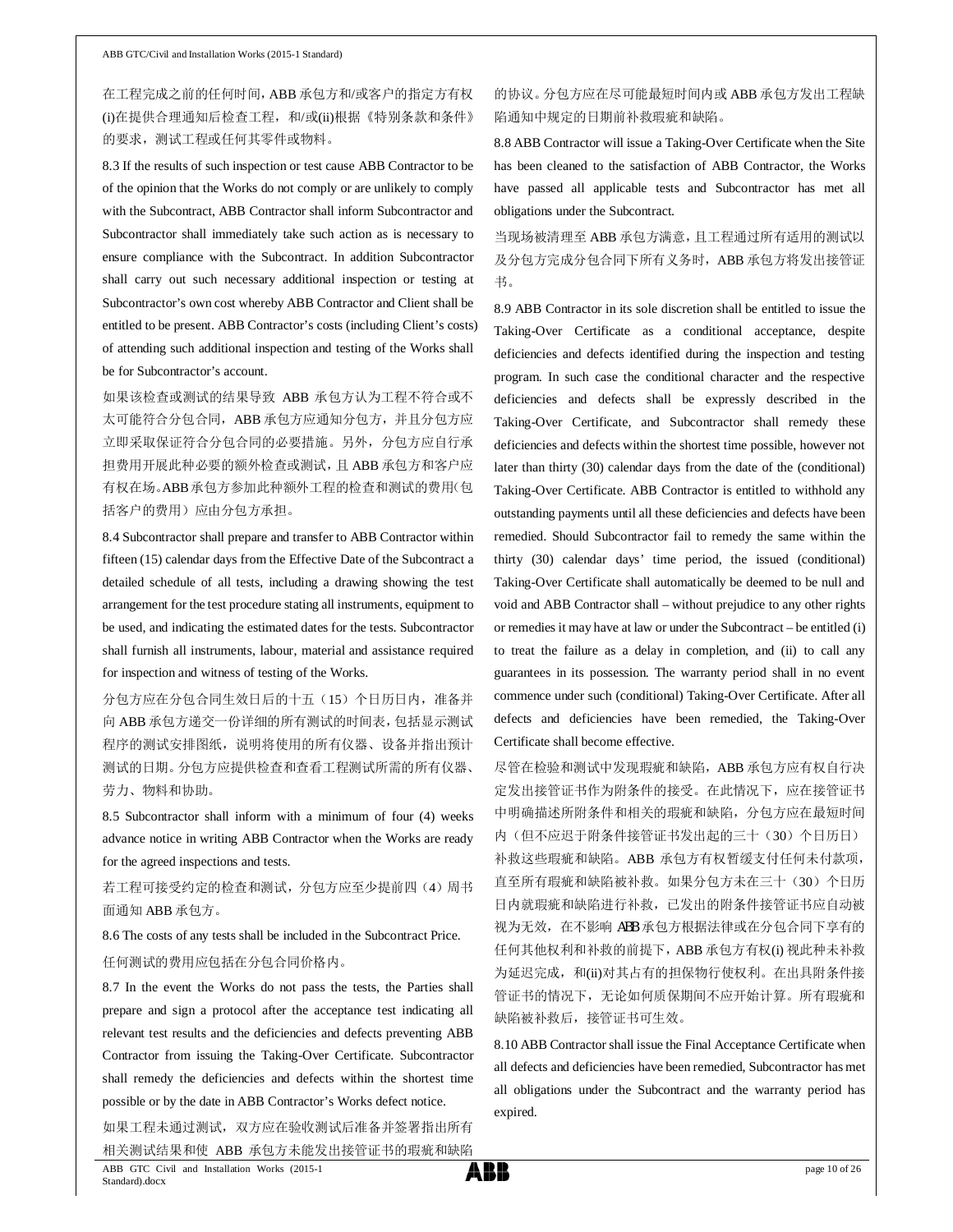在工程完成之前的任何时间，ABB 承包方和/或客户的指定方有权(i)在提供合理通知后检查工程，和/或(ii)根据《特别条款和条件》的要求，测试工程或任何其零件或物料。

8.3 If the results of such inspection or test cause ABB Contractor to be of the opinion that the Works do not comply or are unlikely to comply with the Subcontract, ABB Contractor shall inform Subcontractor and Subcontractor shall immediately take such action as is necessary to ensure compliance with the Subcontract. In addition Subcontractor shall carry out such necessary additional inspection or testing at Subcontractor's own cost whereby ABB Contractor and Client shall be entitled to be present. ABB Contractor's costs (including Client's costs) of attending such additional inspection and testing of the Works shall be for Subcontractor's account.

如果该检查或测试的结果导致 ABB 承包方认为工程不符合或不太可能符合分包合同，ABB 承包方应通知分包方，并且分包方应立即采取保证符合分包合同的必要措施。另外，分包方应自行承担费用开展此种必要的额外检查或测试，且 ABB 承包方和客户应有权在场。ABB 承包方参加此种额外工程的检查和测试的费用（包括客户的费用）应由分包方承担。

8.4 Subcontractor shall prepare and transfer to ABB Contractor within fifteen (15) calendar days from the Effective Date of the Subcontract a detailed schedule of all tests, including a drawing showing the test arrangement for the test procedure stating all instruments, equipment to be used, and indicating the estimated dates for the tests. Subcontractor shall furnish all instruments, labour, material and assistance required for inspection and witness of testing of the Works.

分包方应在分包合同生效日后的十五（15）个日历日内，准备并向 ABB 承包方递交一份详细的所有测试的时间表，包括显示测试程序的测试安排图纸，说明将使用的所有仪器、设备并指出预计测试的日期。分包方应提供检查和查看工程测试所需的所有仪器、劳力、物料和协助。

8.5 Subcontractor shall inform with a minimum of four (4) weeks advance notice in writing ABB Contractor when the Works are ready for the agreed inspections and tests.

若工程可接受约定的检查和测试，分包方应至少提前四（4）周书面通知 ABB 承包方。

8.6 The costs of any tests shall be included in the Subcontract Price.

任何测试的费用应包括在分包合同价格内。

8.7 In the event the Works do not pass the tests, the Parties shall prepare and sign a protocol after the acceptance test indicating all relevant test results and the deficiencies and defects preventing ABB Contractor from issuing the Taking-Over Certificate. Subcontractor shall remedy the deficiencies and defects within the shortest time possible or by the date in ABB Contractor's Works defect notice.

如果工程未通过测试，双方应在验收测试后准备并签署指出所有相关测试结果和使 ABB 承包方未能发出接管证书的瑕疵和缺陷的协议。分包方应在尽可能最短时间内或 ABB 承包方发出工程缺陷通知中规定的日期前补救瑕疵和缺陷。

8.8 ABB Contractor will issue a Taking-Over Certificate when the Site has been cleaned to the satisfaction of ABB Contractor, the Works have passed all applicable tests and Subcontractor has met all obligations under the Subcontract.

当现场被清理至 ABB 承包方满意，且工程通过所有适用的测试以及分包方完成分包合同下所有义务时，ABB 承包方将发出接管证书。

8.9 ABB Contractor in its sole discretion shall be entitled to issue the Taking-Over Certificate as a conditional acceptance, despite deficiencies and defects identified during the inspection and testing program. In such case the conditional character and the respective deficiencies and defects shall be expressly described in the Taking-Over Certificate, and Subcontractor shall remedy these deficiencies and defects within the shortest time possible, however not later than thirty (30) calendar days from the date of the (conditional) Taking-Over Certificate. ABB Contractor is entitled to withhold any outstanding payments until all these deficiencies and defects have been remedied. Should Subcontractor fail to remedy the same within the thirty (30) calendar days' time period, the issued (conditional) Taking-Over Certificate shall automatically be deemed to be null and void and ABB Contractor shall – without prejudice to any other rights or remedies it may have at law or under the Subcontract – be entitled (i) to treat the failure as a delay in completion, and (ii) to call any guarantees in its possession. The warranty period shall in no event commence under such (conditional) Taking-Over Certificate. After all defects and deficiencies have been remedied, the Taking-Over Certificate shall become effective.

尽管在检验和测试中发现瑕疵和缺陷，ABB 承包方应有权自行决定发出接管证书作为附条件的接受。在此情况下，应在接管证书中明确描述所附条件和相关的瑕疵和缺陷，分包方应在最短时间内（但不应迟于附条件接管证书发出起的三十（30）个日历日）补救这些瑕疵和缺陷。ABB 承包方有权暂缓支付任何未付款项，直至所有瑕疵和缺陷被补救。如果分包方未在三十（30）个日历日内就瑕疵和缺陷进行补救，已发出的附条件接管证书应自动被视为无效，在不影响 ABB 承包方根据法律或在分包合同下享有的任何其他权利和补救的前提下，ABB 承包方有权(i) 视此种未补救为延迟完成，和(ii)对其占有的担保物行使权利。在出具附条件接管证书的情况下，无论如何质保期间不应开始计算。所有瑕疵和缺陷被补救后，接管证书可生效。

8.10 ABB Contractor shall issue the Final Acceptance Certificate when all defects and deficiencies have been remedied, Subcontractor has met all obligations under the Subcontract and the warranty period has expired.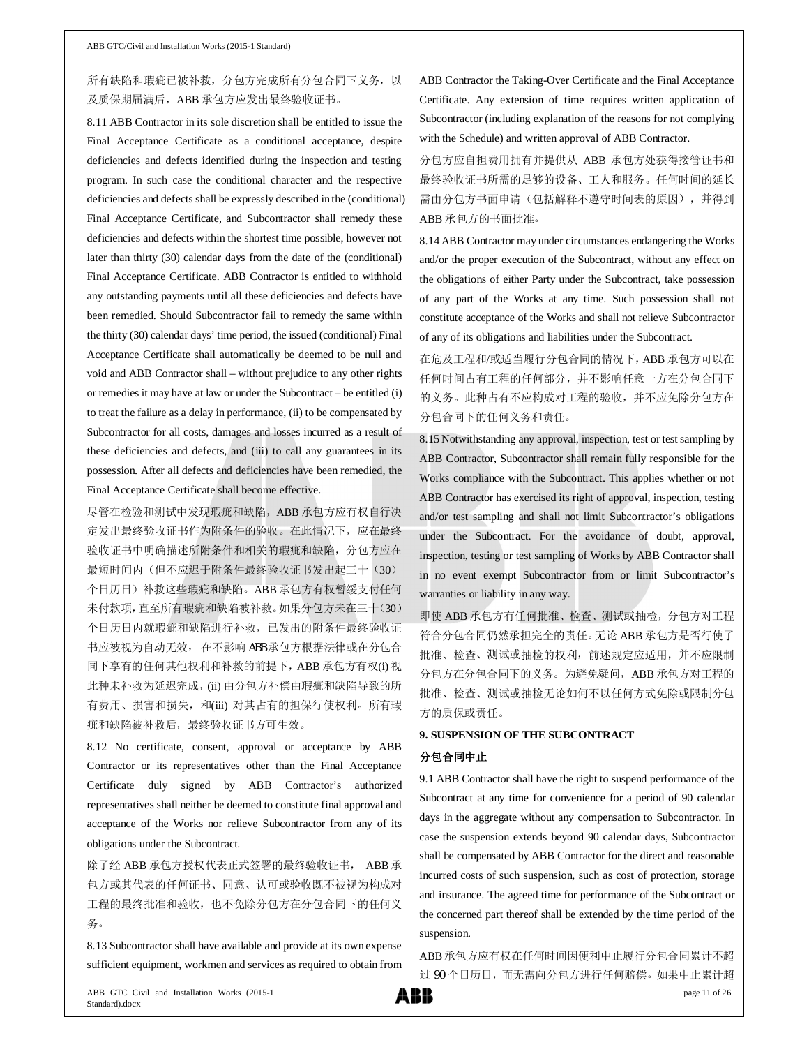所有缺陷和瑕疵已被补救，分包方完成所有分包合同下义务，以及质保期届满后，ABB 承包方应发出最终验收证书。

8.11 ABB Contractor in its sole discretion shall be entitled to issue the Final Acceptance Certificate as a conditional acceptance, despite deficiencies and defects identified during the inspection and testing program. In such case the conditional character and the respective deficiencies and defects shall be expressly described in the (conditional) Final Acceptance Certificate, and Subcontractor shall remedy these deficiencies and defects within the shortest time possible, however not later than thirty (30) calendar days from the date of the (conditional) Final Acceptance Certificate. ABB Contractor is entitled to withhold any outstanding payments until all these deficiencies and defects have been remedied. Should Subcontractor fail to remedy the same within the thirty (30) calendar days' time period, the issued (conditional) Final Acceptance Certificate shall automatically be deemed to be null and void and ABB Contractor shall – without prejudice to any other rights or remedies it may have at law or under the Subcontract – be entitled (i) to treat the failure as a delay in performance, (ii) to be compensated by Subcontractor for all costs, damages and losses incurred as a result of these deficiencies and defects, and (iii) to call any guarantees in its possession. After all defects and deficiencies have been remedied, the Final Acceptance Certificate shall become effective.

尽管在检验和测试中发现瑕疵和缺陷，ABB 承包方应有权自行决定发出最终验收证书作为附条件的验收。在此情况下，应在最终验收证书中明确描述所附条件和相关的瑕疵和缺陷，分包方应在最短时间内（但不应迟于附条件最终验收证书发出起三十（30）个日历日）补救这些瑕疵和缺陷。ABB 承包方有权暂缓支付任何未付款项，直至所有瑕疵和缺陷被补救。如果分包方未在三十（30）个日历日内就瑕疵和缺陷进行补救，已发出的附条件最终验收证书应被视为自动无效， 在不影响 ABB承包方根据法律或在分包合同下享有的任何其他权利和补救的前提下，ABB 承包方有权(i) 视此种未补救为延迟完成，(ii) 由分包方补偿由瑕疵和缺陷导致的所有费用、损害和损失，和(iii) 对其占有的担保行使权利。所有瑕疵和缺陷被补救后，最终验收证书方可生效。

8.12 No certificate, consent, approval or acceptance by ABB Contractor or its representatives other than the Final Acceptance Certificate duly signed by ABB Contractor's authorized representatives shall neither be deemed to constitute final approval and acceptance of the Works nor relieve Subcontractor from any of its obligations under the Subcontract.

除了经 ABB 承包方授权代表正式签署的最终验收证书， ABB 承包方或其代表的任何证书、同意、认可或验收既不被视为构成对工程的最终批准和验收，也不免除分包方在分包合同下的任何义务。

8.13 Subcontractor shall have available and provide at its own expense sufficient equipment, workmen and services as required to obtain from ABB Contractor the Taking-Over Certificate and the Final Acceptance Certificate. Any extension of time requires written application of Subcontractor (including explanation of the reasons for not complying with the Schedule) and written approval of ABB Contractor.

分包方应自担费用拥有并提供从 ABB 承包方处获得接管证书和最终验收证书所需的足够的设备、工人和服务。任何时间的延长需由分包方书面申请（包括解释不遵守时间表的原因），并得到 ABB 承包方的书面批准。

8.14 ABB Contractor may under circumstances endangering the Works and/or the proper execution of the Subcontract, without any effect on the obligations of either Party under the Subcontract, take possession of any part of the Works at any time. Such possession shall not constitute acceptance of the Works and shall not relieve Subcontractor of any of its obligations and liabilities under the Subcontract.

在危及工程和/或适当履行分包合同的情况下，ABB 承包方可以在任何时间占有工程的任何部分，并不影响任意一方在分包合同下的义务。此种占有不应构成对工程的验收，并不应免除分包方在分包合同下的任何义务和责任。

8.15 Notwithstanding any approval, inspection, test or test sampling by ABB Contractor, Subcontractor shall remain fully responsible for the Works compliance with the Subcontract. This applies whether or not ABB Contractor has exercised its right of approval, inspection, testing and/or test sampling and shall not limit Subcontractor's obligations under the Subcontract. For the avoidance of doubt, approval, inspection, testing or test sampling of Works by ABB Contractor shall in no event exempt Subcontractor from or limit Subcontractor's warranties or liability in any way.

即使 ABB 承包方有任何批准、检查、测试或抽检，分包方对工程符合分包合同仍然承担完全的责任。无论 ABB 承包方是否行使了批准、检查、测试或抽检的权利，前述规定应适用，并不应限制分包方在分包合同下的义务。为避免疑问，ABB 承包方对工程的批准、检查、测试或抽检无论如何不以任何方式免除或限制分包方的质保或责任。

**9. SUSPENSION OF THE SUBCONTRACT**

**分包合同中止**

9.1 ABB Contractor shall have the right to suspend performance of the Subcontract at any time for convenience for a period of 90 calendar days in the aggregate without any compensation to Subcontractor. In case the suspension extends beyond 90 calendar days, Subcontractor shall be compensated by ABB Contractor for the direct and reasonable incurred costs of such suspension, such as cost of protection, storage and insurance. The agreed time for performance of the Subcontract or the concerned part thereof shall be extended by the time period of the suspension.

ABB 承包方应有权在任何时间因便利中止履行分包合同累计不超过 90 个日历日，而无需向分包方进行任何赔偿。如果中止累计超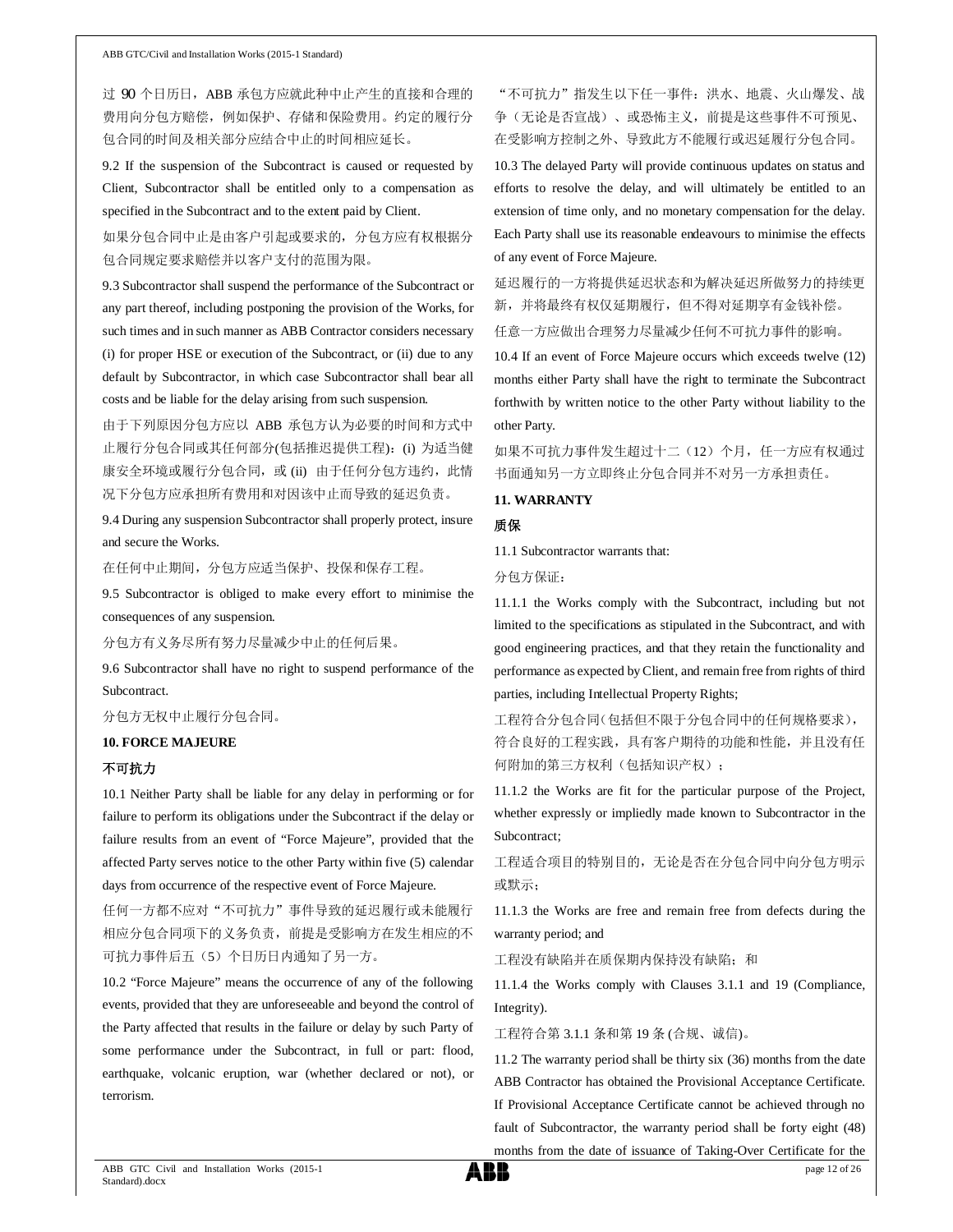过 90 个日历日，ABB 承包方应就此种中止产生的直接和合理的费用向分包方赔偿，例如保护、存储和保险费用。约定的履行分包合同的时间及相关部分应结合中止的时间相应延长。

9.2 If the suspension of the Subcontract is caused or requested by Client, Subcontractor shall be entitled only to a compensation as specified in the Subcontract and to the extent paid by Client.

如果分包合同中止是由客户引起或要求的，分包方应有权根据分包合同规定要求赔偿并以客户支付的范围为限。

9.3 Subcontractor shall suspend the performance of the Subcontract or any part thereof, including postponing the provision of the Works, for such times and in such manner as ABB Contractor considers necessary (i) for proper HSE or execution of the Subcontract, or (ii) due to any default by Subcontractor, in which case Subcontractor shall bear all costs and be liable for the delay arising from such suspension.

由于下列原因分包方应以 ABB 承包方认为必要的时间和方式中止履行分包合同或其任何部分(包括推迟提供工程)：(i) 为适当健康安全环境或履行分包合同，或 (ii) 由于任何分包方违约，此情况下分包方应承担所有费用和对因该中止而导致的延迟负责。

9.4 During any suspension Subcontractor shall properly protect, insure and secure the Works.

在任何中止期间，分包方应适当保护、投保和保存工程。

9.5 Subcontractor is obliged to make every effort to minimise the consequences of any suspension.

分包方有义务尽所有努力尽量减少中止的任何后果。

9.6 Subcontractor shall have no right to suspend performance of the Subcontract.

分包方无权中止履行分包合同。

**10. FORCE MAJEURE**

**不可抗力**

10.1 Neither Party shall be liable for any delay in performing or for failure to perform its obligations under the Subcontract if the delay or failure results from an event of "Force Majeure", provided that the affected Party serves notice to the other Party within five (5) calendar days from occurrence of the respective event of Force Majeure.

任何一方都不应对“不可抗力”事件导致的延迟履行或未能履行相应分包合同项下的义务负责，前提是受影响方在发生相应的不可抗力事件后五（5）个日历日内通知了另一方。

10.2 "Force Majeure" means the occurrence of any of the following events, provided that they are unforeseeable and beyond the control of the Party affected that results in the failure or delay by such Party of some performance under the Subcontract, in full or part: flood, earthquake, volcanic eruption, war (whether declared or not), or terrorism.

“不可抗力”指发生以下任一事件：洪水、地震、火山爆发、战争（无论是否宣战）、或恐怖主义，前提是这些事件不可预见、在受影响方控制之外、导致此方不能履行或迟延履行分包合同。

10.3 The delayed Party will provide continuous updates on status and efforts to resolve the delay, and will ultimately be entitled to an extension of time only, and no monetary compensation for the delay. Each Party shall use its reasonable endeavours to minimise the effects of any event of Force Majeure.

延迟履行的一方将提供延迟状态和为解决延迟所做努力的持续更新，并将最终有权仅延期履行，但不得对延期享有金钱补偿。

任意一方应做出合理努力尽量减少任何不可抗力事件的影响。

10.4 If an event of Force Majeure occurs which exceeds twelve (12) months either Party shall have the right to terminate the Subcontract forthwith by written notice to the other Party without liability to the other Party.

如果不可抗力事件发生超过十二（12）个月，任一方应有权通过书面通知另一方立即终止分包合同并不对另一方承担责任。

**11. WARRANTY**

**质保**

11.1 Subcontractor warrants that:

分包方保证：

11.1.1 the Works comply with the Subcontract, including but not limited to the specifications as stipulated in the Subcontract, and with good engineering practices, and that they retain the functionality and performance as expected by Client, and remain free from rights of third parties, including Intellectual Property Rights;

工程符合分包合同（包括但不限于分包合同中的任何规格要求），符合良好的工程实践，具有客户期待的功能和性能，并且没有任何附加的第三方权利（包括知识产权）；

11.1.2 the Works are fit for the particular purpose of the Project, whether expressly or impliedly made known to Subcontractor in the Subcontract;

工程适合项目的特别目的，无论是否在分包合同中向分包方明示或默示；

11.1.3 the Works are free and remain free from defects during the warranty period; and

工程没有缺陷并在质保期内保持没有缺陷；和

11.1.4 the Works comply with Clauses 3.1.1 and 19 (Compliance, Integrity).

工程符合第 3.1.1 条和第 19 条 (合规、诚信)。

11.2 The warranty period shall be thirty six (36) months from the date ABB Contractor has obtained the Provisional Acceptance Certificate. If Provisional Acceptance Certificate cannot be achieved through no fault of Subcontractor, the warranty period shall be forty eight (48) months from the date of issuance of Taking-Over Certificate for the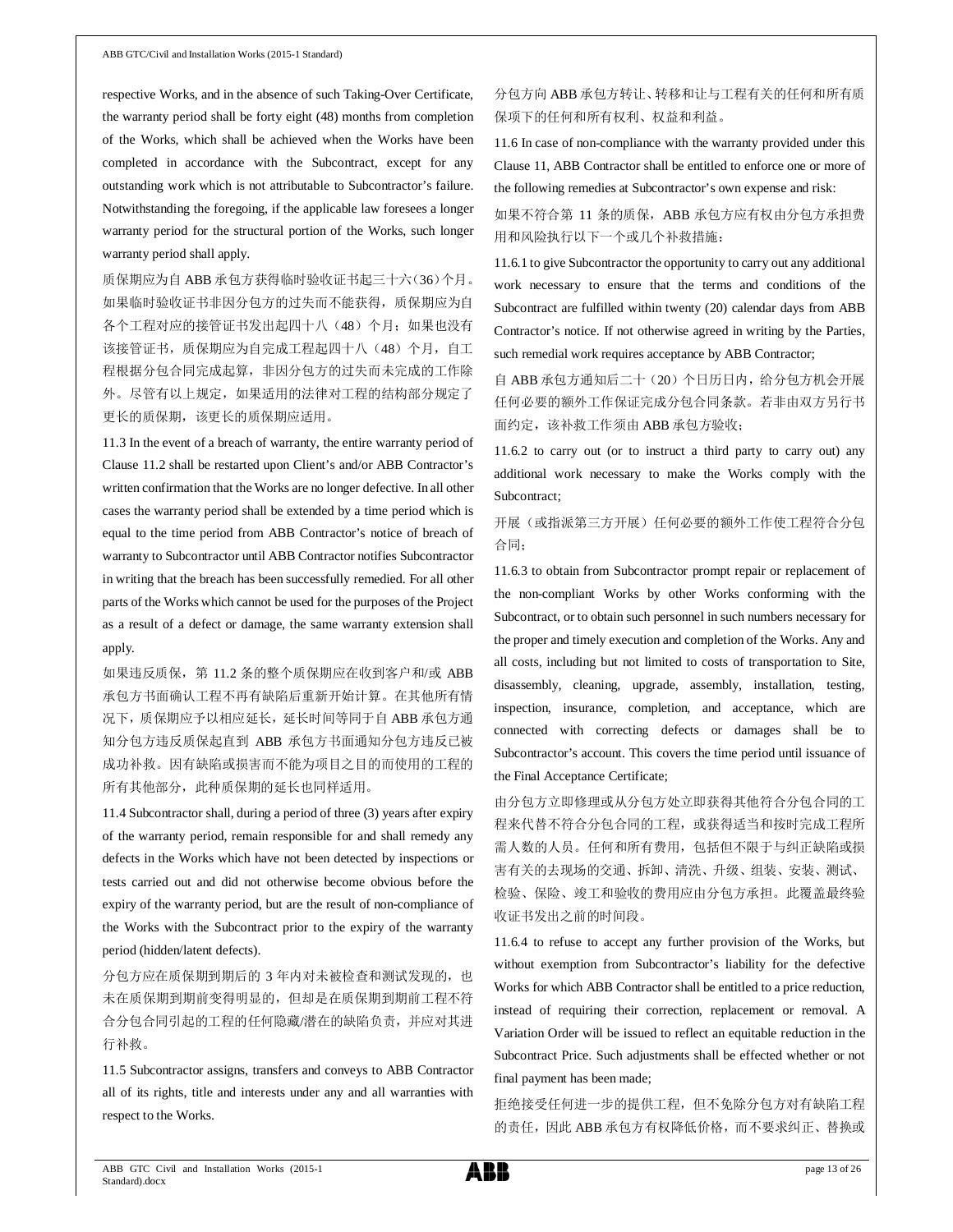respective Works, and in the absence of such Taking-Over Certificate, the warranty period shall be forty eight (48) months from completion of the Works, which shall be achieved when the Works have been completed in accordance with the Subcontract, except for any outstanding work which is not attributable to Subcontractor's failure. Notwithstanding the foregoing, if the applicable law foresees a longer warranty period for the structural portion of the Works, such longer warranty period shall apply.

质保期应为自 ABB 承包方获得临时验收证书起三十六(36)个月。如果临时验收证书非因分包方的过失而不能获得，质保期应为自各个工程对应的接管证书发出起四十八（48）个月；如果也没有该接管证书，质保期应为自完成工程起四十八（48）个月，自工程根据分包合同完成起算，非因分包方的过失而未完成的工作除外。尽管有以上规定，如果适用的法律对工程的结构部分规定了更长的质保期，该更长的质保期应适用。

11.3 In the event of a breach of warranty, the entire warranty period of Clause 11.2 shall be restarted upon Client's and/or ABB Contractor's written confirmation that the Works are no longer defective. In all other cases the warranty period shall be extended by a time period which is equal to the time period from ABB Contractor's notice of breach of warranty to Subcontractor until ABB Contractor notifies Subcontractor in writing that the breach has been successfully remedied. For all other parts of the Works which cannot be used for the purposes of the Project as a result of a defect or damage, the same warranty extension shall apply.

如果违反质保，第 11.2 条的整个质保期应在收到客户和/或 ABB 承包方书面确认工程不再有缺陷后重新开始计算。在其他所有情况下，质保期应予以相应延长，延长时间等同于自 ABB 承包方通知分包方违反质保起直到 ABB 承包方书面通知分包方违反已被成功补救。因有缺陷或损害而不能为项目之目的而使用的工程的所有其他部分，此种质保期的延长也同样适用。

11.4 Subcontractor shall, during a period of three (3) years after expiry of the warranty period, remain responsible for and shall remedy any defects in the Works which have not been detected by inspections or tests carried out and did not otherwise become obvious before the expiry of the warranty period, but are the result of non-compliance of the Works with the Subcontract prior to the expiry of the warranty period (hidden/latent defects).

分包方应在质保期到期后的 3 年内对未被检查和测试发现的，也未在质保期到期前变得明显的，但却是在质保期到期前工程不符合分包合同引起的工程的任何隐藏/潜在的缺陷负责，并应对其进行补救。

11.5 Subcontractor assigns, transfers and conveys to ABB Contractor all of its rights, title and interests under any and all warranties with respect to the Works.

分包方向 ABB 承包方转让、转移和让与工程有关的任何和所有质保项下的任何和所有权利、权益和利益。

11.6 In case of non-compliance with the warranty provided under this Clause 11, ABB Contractor shall be entitled to enforce one or more of the following remedies at Subcontractor's own expense and risk:

如果不符合第 11 条的质保，ABB 承包方应有权由分包方承担费用和风险执行以下一个或几个补救措施：

11.6.1 to give Subcontractor the opportunity to carry out any additional work necessary to ensure that the terms and conditions of the Subcontract are fulfilled within twenty (20) calendar days from ABB Contractor's notice. If not otherwise agreed in writing by the Parties, such remedial work requires acceptance by ABB Contractor;

自 ABB 承包方通知后二十（20）个日历日内，给分包方机会开展任何必要的额外工作保证完成分包合同条款。若非由双方另行书面约定，该补救工作须由 ABB 承包方验收；

11.6.2 to carry out (or to instruct a third party to carry out) any additional work necessary to make the Works comply with the Subcontract;

开展（或指派第三方开展）任何必要的额外工作使工程符合分包合同；

11.6.3 to obtain from Subcontractor prompt repair or replacement of the non-compliant Works by other Works conforming with the Subcontract, or to obtain such personnel in such numbers necessary for the proper and timely execution and completion of the Works. Any and all costs, including but not limited to costs of transportation to Site, disassembly, cleaning, upgrade, assembly, installation, testing, inspection, insurance, completion, and acceptance, which are connected with correcting defects or damages shall be to Subcontractor's account. This covers the time period until issuance of the Final Acceptance Certificate;

由分包方立即修理或从分包方处立即获得其他符合分包合同的工程来代替不符合分包合同的工程，或获得适当和按时完成工程所需人数的人员。任何和所有费用，包括但不限于与纠正缺陷或损害有关的去现场的交通、拆卸、清洗、升级、组装、安装、测试、检验、保险、竣工和验收的费用应由分包方承担。此覆盖最终验收证书发出之前的时间段。

11.6.4 to refuse to accept any further provision of the Works, but without exemption from Subcontractor's liability for the defective Works for which ABB Contractor shall be entitled to a price reduction, instead of requiring their correction, replacement or removal. A Variation Order will be issued to reflect an equitable reduction in the Subcontract Price. Such adjustments shall be effected whether or not final payment has been made;

拒绝接受任何进一步的提供工程，但不免除分包方对有缺陷工程的责任，因此 ABB 承包方有权降低价格，而不要求纠正、替换或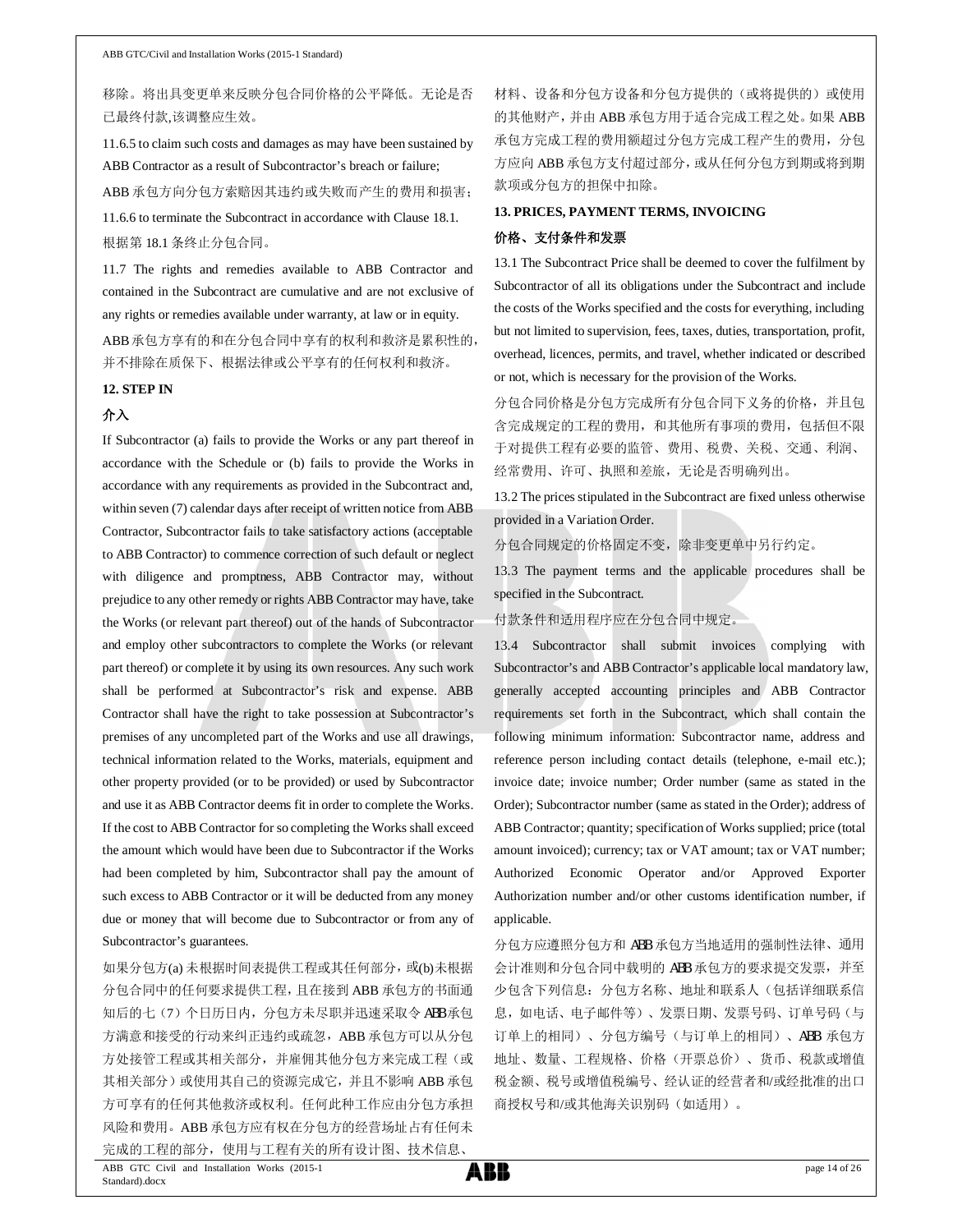移除。将出具变更单来反映分包合同价格的公平降低。无论是否已最终付款,该调整应生效。

11.6.5 to claim such costs and damages as may have been sustained by ABB Contractor as a result of Subcontractor's breach or failure;

ABB 承包方向分包方索赔因其违约或失败而产生的费用和损害；

11.6.6 to terminate the Subcontract in accordance with Clause 18.1.

根据第 18.1 条终止分包合同。

11.7 The rights and remedies available to ABB Contractor and contained in the Subcontract are cumulative and are not exclusive of any rights or remedies available under warranty, at law or in equity.

ABB 承包方享有的和在分包合同中享有的权利和救济是累积性的，并不排除在质保下、根据法律或公平享有的任何权利和救济。

**12. STEP IN**

**介入**

If Subcontractor (a) fails to provide the Works or any part thereof in accordance with the Schedule or (b) fails to provide the Works in accordance with any requirements as provided in the Subcontract and, within seven (7) calendar days after receipt of written notice from ABB Contractor, Subcontractor fails to take satisfactory actions (acceptable to ABB Contractor) to commence correction of such default or neglect with diligence and promptness, ABB Contractor may, without prejudice to any other remedy or rights ABB Contractor may have, take the Works (or relevant part thereof) out of the hands of Subcontractor and employ other subcontractors to complete the Works (or relevant part thereof) or complete it by using its own resources. Any such work shall be performed at Subcontractor's risk and expense. ABB Contractor shall have the right to take possession at Subcontractor's premises of any uncompleted part of the Works and use all drawings, technical information related to the Works, materials, equipment and other property provided (or to be provided) or used by Subcontractor and use it as ABB Contractor deems fit in order to complete the Works. If the cost to ABB Contractor for so completing the Works shall exceed the amount which would have been due to Subcontractor if the Works had been completed by him, Subcontractor shall pay the amount of such excess to ABB Contractor or it will be deducted from any money due or money that will become due to Subcontractor or from any of Subcontractor's guarantees.

如果分包方(a)未根据时间表提供工程或其任何部分，或(b)未根据分包合同中的任何要求提供工程，且在接到 ABB 承包方的书面通知后的七（7）个日历日内，分包方未尽职并迅速采取令 ABB 承包方满意和接受的行动来纠正违约或疏忽，ABB 承包方可以从分包方处接管工程或其相关部分，并雇佣其他分包方来完成工程（或其相关部分）或使用其自己的资源完成它，并且不影响 ABB 承包方可享有的任何其他救济或权利。任何此种工作应由分包方承担风险和费用。ABB 承包方应有权在分包方的经营场址占有任何未完成的工程的部分，使用与工程有关的所有设计图、技术信息、材料、设备和分包方设备和分包方提供的（或将提供的）或使用的其他财产，并由 ABB 承包方用于适合完成工程之处。如果 ABB 承包方完成工程的费用额超过分包方完成工程产生的费用，分包方应向 ABB 承包方支付超过部分，或从任何分包方到期或将到期款项或分包方的担保中扣除。

**13. PRICES, PAYMENT TERMS, INVOICING**

**价格、支付条件和发票**

13.1 The Subcontract Price shall be deemed to cover the fulfilment by Subcontractor of all its obligations under the Subcontract and include the costs of the Works specified and the costs for everything, including but not limited to supervision, fees, taxes, duties, transportation, profit, overhead, licences, permits, and travel, whether indicated or described or not, which is necessary for the provision of the Works.

分包合同价格是分包方完成所有分包合同下义务的价格，并且包含完成规定的工程的费用，和其他所有事项的费用，包括但不限于对提供工程有必要的监管、费用、税费、关税、交通、利润、经常费用、许可、执照和差旅，无论是否明确列出。

13.2 The prices stipulated in the Subcontract are fixed unless otherwise provided in a Variation Order.

分包合同规定的价格固定不变，除非变更单中另行约定。

13.3 The payment terms and the applicable procedures shall be specified in the Subcontract.

付款条件和适用程序应在分包合同中规定。

13.4 Subcontractor shall submit invoices complying with Subcontractor's and ABB Contractor's applicable local mandatory law, generally accepted accounting principles and ABB Contractor requirements set forth in the Subcontract, which shall contain the following minimum information: Subcontractor name, address and reference person including contact details (telephone, e-mail etc.); invoice date; invoice number; Order number (same as stated in the Order); Subcontractor number (same as stated in the Order); address of ABB Contractor; quantity; specification of Works supplied; price (total amount invoiced); currency; tax or VAT amount; tax or VAT number; Authorized Economic Operator and/or Approved Exporter Authorization number and/or other customs identification number, if applicable.

分包方应遵照分包方和 ABB 承包方当地适用的强制性法律、通用会计准则和分包合同中载明的 ABB 承包方的要求提交发票，并至少包含下列信息：分包方名称、地址和联系人（包括详细联系信息，如电话、电子邮件等）、发票日期、发票号码、订单号码（与订单上的相同）、分包方编号（与订单上的相同）、ABB 承包方地址、数量、工程规格、价格（开票总价）、货币、税款或增值税金额、税号或增值税编号、经认证的经营者和/或经批准的出口商授权号和/或其他海关识别码（如适用）。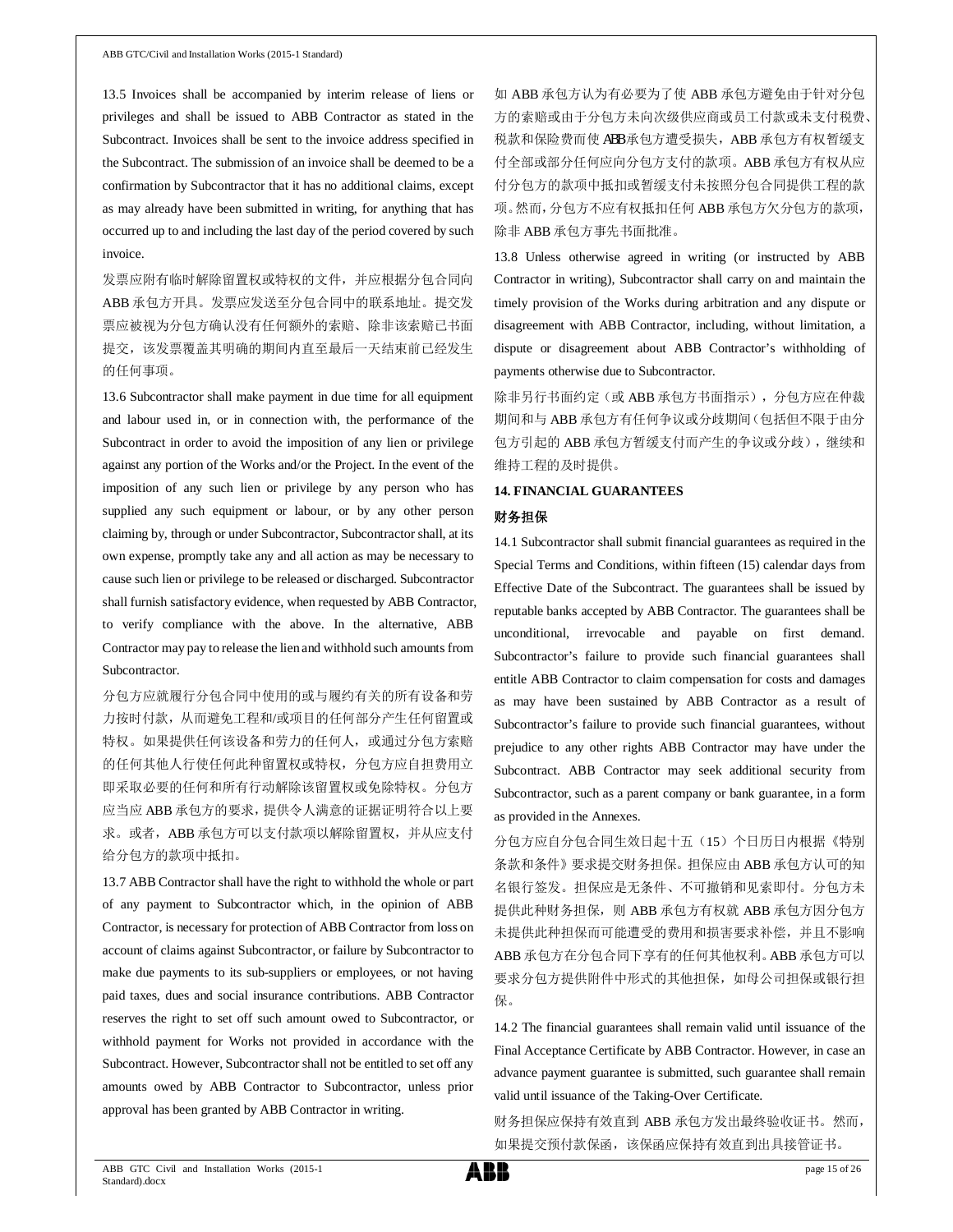13.5 Invoices shall be accompanied by interim release of liens or privileges and shall be issued to ABB Contractor as stated in the Subcontract. Invoices shall be sent to the invoice address specified in the Subcontract. The submission of an invoice shall be deemed to be a confirmation by Subcontractor that it has no additional claims, except as may already have been submitted in writing, for anything that has occurred up to and including the last day of the period covered by such invoice.

发票应附有临时解除留置权或特权的文件，并应根据分包合同向 ABB 承包方开具。发票应发送至分包合同中的联系地址。提交发票应被视为分包方确认没有任何额外的索赔、除非该索赔已书面提交，该发票覆盖其明确的期间内直至最后一天结束前已经发生的任何事项。

13.6 Subcontractor shall make payment in due time for all equipment and labour used in, or in connection with, the performance of the Subcontract in order to avoid the imposition of any lien or privilege against any portion of the Works and/or the Project. In the event of the imposition of any such lien or privilege by any person who has supplied any such equipment or labour, or by any other person claiming by, through or under Subcontractor, Subcontractor shall, at its own expense, promptly take any and all action as may be necessary to cause such lien or privilege to be released or discharged. Subcontractor shall furnish satisfactory evidence, when requested by ABB Contractor, to verify compliance with the above. In the alternative, ABB Contractor may pay to release the lien and withhold such amounts from Subcontractor.

分包方应就履行分包合同中使用的或与履约有关的所有设备和劳力按时付款，从而避免工程和/或项目的任何部分产生任何留置或特权。如果提供任何该设备和劳力的任何人，或通过分包方索赔的任何其他人行使任何此种留置权或特权，分包方应自担费用立即采取必要的任何和所有行动解除该留置权或免除特权。分包方应当应 ABB 承包方的要求，提供令人满意的证据证明符合以上要求。或者，ABB 承包方可以支付款项以解除留置权，并从应支付给分包方的款项中抵扣。

13.7 ABB Contractor shall have the right to withhold the whole or part of any payment to Subcontractor which, in the opinion of ABB Contractor, is necessary for protection of ABB Contractor from loss on account of claims against Subcontractor, or failure by Subcontractor to make due payments to its sub-suppliers or employees, or not having paid taxes, dues and social insurance contributions. ABB Contractor reserves the right to set off any such amount owed to Subcontractor, or withhold payment for Works not provided in accordance with the Subcontract. However, Subcontractor shall not be entitled to set off any amounts owed by ABB Contractor to Subcontractor, unless prior approval has been granted by ABB Contractor in writing.

如 ABB 承包方认为有必要为了使 ABB 承包方避免由于针对分包方的索赔或由于分包方未向次级供应商或员工付款或未支付税费、税款和保险费而使 ABB 承包方遭受损失，ABB 承包方有权暂缓支付全部或部分任何应向分包方支付的款项。ABB 承包方有权从应付分包方的款项中抵扣或暂缓支付未按照分包合同提供工程的款项。然而，分包方不应有权抵扣任何 ABB 承包方欠分包方的款项，除非 ABB 承包方事先书面批准。

13.8 Unless otherwise agreed in writing (or instructed by ABB Contractor in writing), Subcontractor shall carry on and maintain the timely provision of the Works during arbitration and any dispute or disagreement with ABB Contractor, including, without limitation, a dispute or disagreement about ABB Contractor's withholding of payments otherwise due to Subcontractor.

除非另行书面约定（或 ABB 承包方书面指示），分包方应在仲裁期间和与 ABB 承包方有任何争议或分歧期间（包括但不限于由分包方引起的 ABB 承包方暂缓支付而产生的争议或分歧），继续和维持工程的及时提供。

## 14. FINANCIAL GUARANTEES

## 财务担保

14.1 Subcontractor shall submit financial guarantees as required in the Special Terms and Conditions, within fifteen (15) calendar days from Effective Date of the Subcontract. The guarantees shall be issued by reputable banks accepted by ABB Contractor. The guarantees shall be unconditional, irrevocable and payable on first demand. Subcontractor's failure to provide such financial guarantees shall entitle ABB Contractor to claim compensation for costs and damages as may have been sustained by ABB Contractor as a result of Subcontractor's failure to provide such financial guarantees, without prejudice to any other rights ABB Contractor may have under the Subcontract. ABB Contractor may seek additional security from Subcontractor, such as a parent company or bank guarantee, in a form as provided in the Annexes.

分包方应自分包合同生效日起十五（15）个日历日内根据《特别条款和条件》要求提交财务担保。担保应由 ABB 承包方认可的知名银行签发。担保应是无条件、不可撤销和见索即付。分包方未提供此种财务担保，则 ABB 承包方有权就 ABB 承包方因分包方未提供此种担保而可能遭受的费用和损害要求补偿，并且不影响 ABB 承包方在分包合同下享有的任何其他权利。ABB 承包方可以要求分包方提供附件中形式的其他担保，如母公司担保或银行担保。

14.2 The financial guarantees shall remain valid until issuance of the Final Acceptance Certificate by ABB Contractor. However, in case an advance payment guarantee is submitted, such guarantee shall remain valid until issuance of the Taking-Over Certificate.

财务担保应保持有效直到 ABB 承包方发出最终验收证书。然而，如果提交预付款保函，该保函应保持有效直到出具接管证书。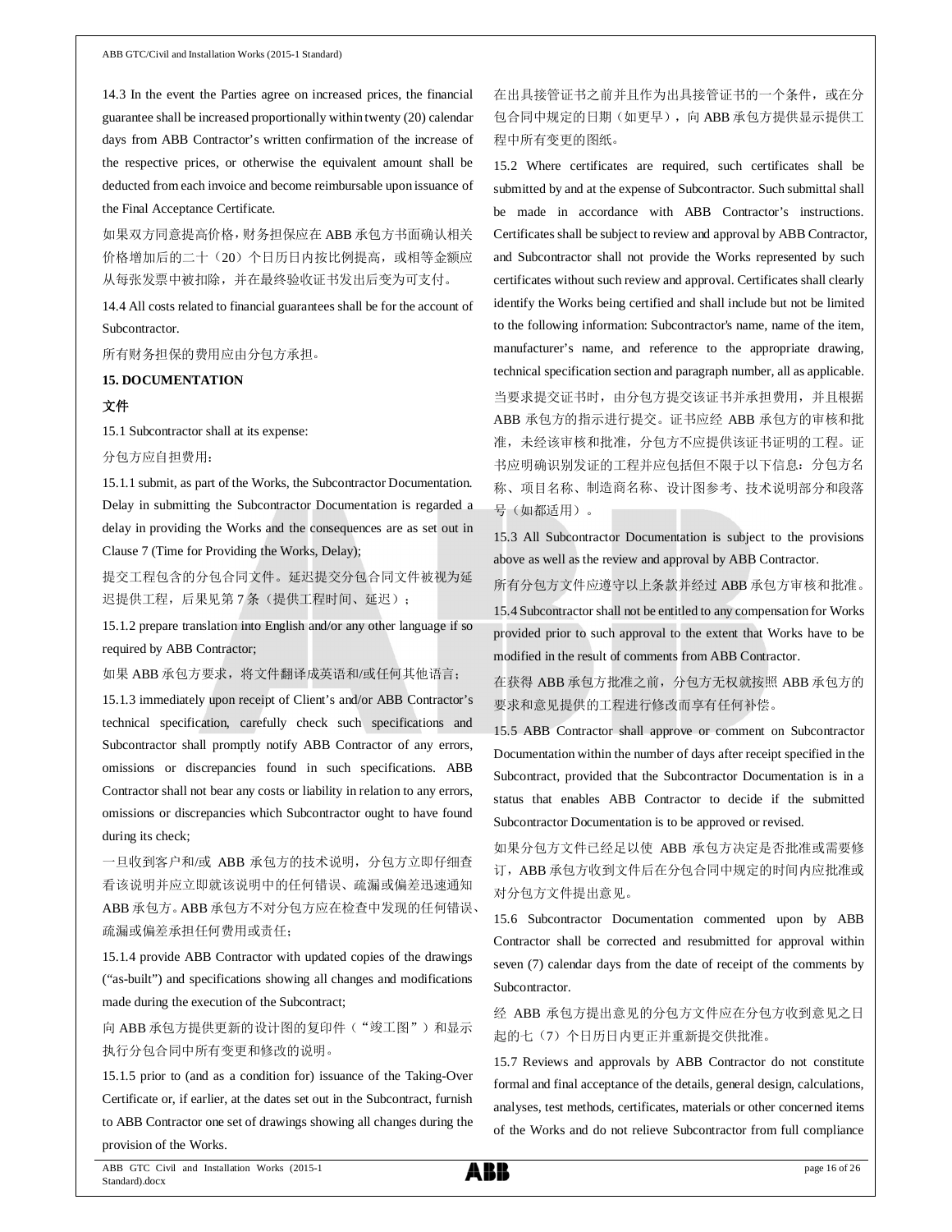14.3 In the event the Parties agree on increased prices, the financial guarantee shall be increased proportionally within twenty (20) calendar days from ABB Contractor's written confirmation of the increase of the respective prices, or otherwise the equivalent amount shall be deducted from each invoice and become reimbursable upon issuance of the Final Acceptance Certificate.

如果双方同意提高价格，财务担保应在 ABB 承包方书面确认相关价格增加后的二十（20）个日历日内按比例提高，或相等金额应从每张发票中被扣除，并在最终验收证书发出后变为可支付。

14.4 All costs related to financial guarantees shall be for the account of Subcontractor.

所有财务担保的费用应由分包方承担。

**15. DOCUMENTATION**

**文件**

15.1 Subcontractor shall at its expense:

分包方应自担费用：

15.1.1 submit, as part of the Works, the Subcontractor Documentation. Delay in submitting the Subcontractor Documentation is regarded a delay in providing the Works and the consequences are as set out in Clause 7 (Time for Providing the Works, Delay);

提交工程包含的分包合同文件。延迟提交分包合同文件被视为延迟提供工程，后果见第 7 条（提供工程时间、延迟）；

15.1.2 prepare translation into English and/or any other language if so required by ABB Contractor;

如果 ABB 承包方要求，将文件翻译成英语和/或任何其他语言；

15.1.3 immediately upon receipt of Client's and/or ABB Contractor's technical specification, carefully check such specifications and Subcontractor shall promptly notify ABB Contractor of any errors, omissions or discrepancies found in such specifications. ABB Contractor shall not bear any costs or liability in relation to any errors, omissions or discrepancies which Subcontractor ought to have found during its check;

一旦收到客户和/或 ABB 承包方的技术说明，分包方立即仔细查看该说明并应立即就该说明中的任何错误、疏漏或偏差迅速通知 ABB 承包方。ABB 承包方不对分包方应在检查中发现的任何错误、疏漏或偏差承担任何费用或责任；

15.1.4 provide ABB Contractor with updated copies of the drawings ("as-built") and specifications showing all changes and modifications made during the execution of the Subcontract;

向 ABB 承包方提供更新的设计图的复印件（"竣工图"）和显示执行分包合同中所有变更和修改的说明。

15.1.5 prior to (and as a condition for) issuance of the Taking-Over Certificate or, if earlier, at the dates set out in the Subcontract, furnish to ABB Contractor one set of drawings showing all changes during the provision of the Works.

在出具接管证书之前并且作为出具接管证书的一个条件，或在分包合同中规定的日期（如更早），向 ABB 承包方提供显示提供工程中所有变更的图纸。

15.2 Where certificates are required, such certificates shall be submitted by and at the expense of Subcontractor. Such submittal shall be made in accordance with ABB Contractor's instructions. Certificates shall be subject to review and approval by ABB Contractor, and Subcontractor shall not provide the Works represented by such certificates without such review and approval. Certificates shall clearly identify the Works being certified and shall include but not be limited to the following information: Subcontractor's name, name of the item, manufacturer's name, and reference to the appropriate drawing, technical specification section and paragraph number, all as applicable.

当要求提交证书时，由分包方提交该证书并承担费用，并且根据 ABB 承包方的指示进行提交。证书应经 ABB 承包方的审核和批准，未经该审核和批准，分包方不应提供该证书证明的工程。证书应明确识别发证的工程并应包括但不限于以下信息：分包方名称、项目名称、制造商名称、设计图参考、技术说明部分和段落号（如都适用）。

15.3 All Subcontractor Documentation is subject to the provisions above as well as the review and approval by ABB Contractor.

所有分包方文件应遵守以上条款并经过 ABB 承包方审核和批准。

15.4 Subcontractor shall not be entitled to any compensation for Works provided prior to such approval to the extent that Works have to be modified in the result of comments from ABB Contractor.

在获得 ABB 承包方批准之前，分包方无权就按照 ABB 承包方的要求和意见提供的工程进行修改而享有任何补偿。

15.5 ABB Contractor shall approve or comment on Subcontractor Documentation within the number of days after receipt specified in the Subcontract, provided that the Subcontractor Documentation is in a status that enables ABB Contractor to decide if the submitted Subcontractor Documentation is to be approved or revised.

如果分包方文件已经足以使 ABB 承包方决定是否批准或需要修订，ABB 承包方收到文件后在分包合同中规定的时间内应批准或对分包方文件提出意见。

15.6 Subcontractor Documentation commented upon by ABB Contractor shall be corrected and resubmitted for approval within seven (7) calendar days from the date of receipt of the comments by Subcontractor.

经 ABB 承包方提出意见的分包方文件应在分包方收到意见之日起的七（7）个日历日内更正并重新提交供批准。

15.7 Reviews and approvals by ABB Contractor do not constitute formal and final acceptance of the details, general design, calculations, analyses, test methods, certificates, materials or other concerned items of the Works and do not relieve Subcontractor from full compliance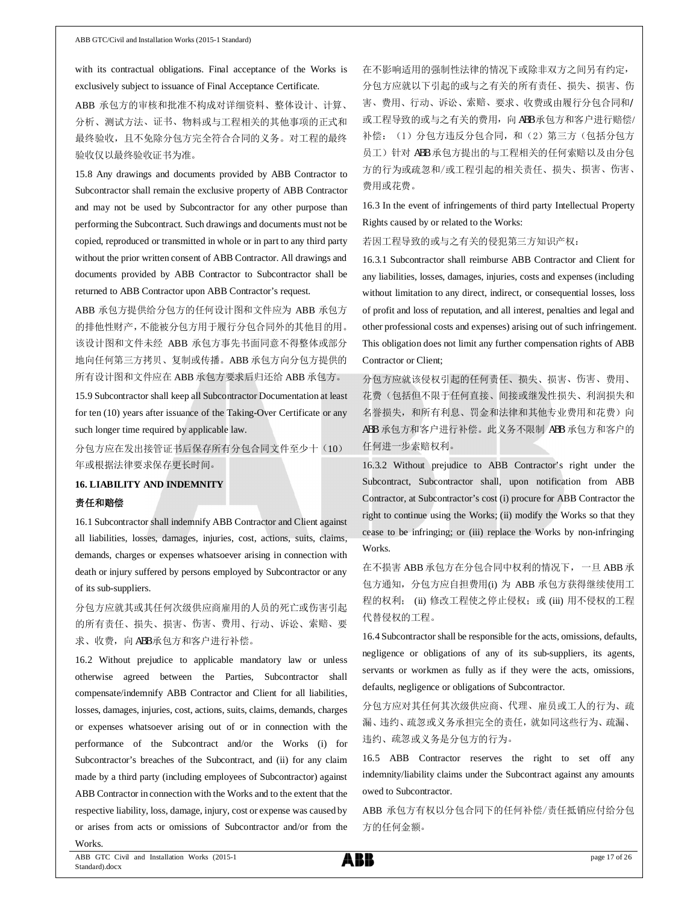with its contractual obligations. Final acceptance of the Works is exclusively subject to issuance of Final Acceptance Certificate.

ABB 承包方的审核和批准不构成对详细资料、整体设计、计算、分析、测试方法、证书、物料或与工程相关的其他事项的正式和最终验收，且不免除分包方完全符合合同的义务。对工程的最终验收仅以最终验收证书为准。

15.8 Any drawings and documents provided by ABB Contractor to Subcontractor shall remain the exclusive property of ABB Contractor and may not be used by Subcontractor for any other purpose than performing the Subcontract. Such drawings and documents must not be copied, reproduced or transmitted in whole or in part to any third party without the prior written consent of ABB Contractor. All drawings and documents provided by ABB Contractor to Subcontractor shall be returned to ABB Contractor upon ABB Contractor's request.

ABB 承包方提供给分包方的任何设计图和文件应为 ABB 承包方的排他性财产，不能被分包方用于履行分包合同外的其他目的用。该设计图和文件未经 ABB 承包方事先书面同意不得整体或部分地向任何第三方拷贝、复制或传播。ABB 承包方向分包方提供的所有设计图和文件应在 ABB 承包方要求后归还给 ABB 承包方。

15.9 Subcontractor shall keep all Subcontractor Documentation at least for ten (10) years after issuance of the Taking-Over Certificate or any such longer time required by applicable law.

分包方应在发出接管证书后保存所有分包合同文件至少十（10）年或根据法律要求保存更长时间。

## 16. LIABILITY AND INDEMNITY

## 责任和赔偿

16.1 Subcontractor shall indemnify ABB Contractor and Client against all liabilities, losses, damages, injuries, cost, actions, suits, claims, demands, charges or expenses whatsoever arising in connection with death or injury suffered by persons employed by Subcontractor or any of its sub-suppliers.

分包方应就其或其任何次级供应商雇用的人员的死亡或伤害引起的所有责任、损失、损害、伤害、费用、行动、诉讼、索赔、要求、收费，向 ABB 承包方和客户进行补偿。

16.2 Without prejudice to applicable mandatory law or unless otherwise agreed between the Parties, Subcontractor shall compensate/indemnify ABB Contractor and Client for all liabilities, losses, damages, injuries, cost, actions, suits, claims, demands, charges or expenses whatsoever arising out of or in connection with the performance of the Subcontract and/or the Works (i) for Subcontractor's breaches of the Subcontract, and (ii) for any claim made by a third party (including employees of Subcontractor) against ABB Contractor in connection with the Works and to the extent that the respective liability, loss, damage, injury, cost or expense was caused by or arises from acts or omissions of Subcontractor and/or from the Works.

在不影响适用的强制性法律的情况下或除非双方之间另有约定，分包方应就以下引起的或与之有关的所有责任、损失、损害、伤害、费用、行动、诉讼、索赔、要求、收费或由履行分包合同和/或工程导致的或与之有关的费用，向 ABB 承包方和客户进行赔偿/补偿：（1）分包方违反分包合同，和（2）第三方（包括分包方员工）针对 ABB 承包方提出的与工程相关的任何索赔以及由分包方的行为或疏忽和/或工程引起的相关责任、损失、损害、伤害、费用或花费。

16.3 In the event of infringements of third party Intellectual Property Rights caused by or related to the Works:

若因工程导致的或与之有关的侵犯第三方知识产权：

16.3.1 Subcontractor shall reimburse ABB Contractor and Client for any liabilities, losses, damages, injuries, costs and expenses (including without limitation to any direct, indirect, or consequential losses, loss of profit and loss of reputation, and all interest, penalties and legal and other professional costs and expenses) arising out of such infringement. This obligation does not limit any further compensation rights of ABB Contractor or Client;

分包方应就该侵权引起的任何责任、损失、损害、伤害、费用、花费（包括但不限于任何直接、间接或继发性损失、利润损失和名誉损失，和所有利息、罚金和法律和其他专业费用和花费）向 ABB 承包方和客户进行补偿。此义务不限制 ABB 承包方和客户的任何进一步索赔权利。

16.3.2 Without prejudice to ABB Contractor's right under the Subcontract, Subcontractor shall, upon notification from ABB Contractor, at Subcontractor's cost (i) procure for ABB Contractor the right to continue using the Works; (ii) modify the Works so that they cease to be infringing; or (iii) replace the Works by non-infringing Works.

在不损害 ABB 承包方在分包合同中权利的情况下， 一旦 ABB 承包方通知，分包方应自担费用(i) 为 ABB 承包方获得继续使用工程的权利； (ii) 修改工程使之停止侵权；或 (iii) 用不侵权的工程代替侵权的工程。

16.4 Subcontractor shall be responsible for the acts, omissions, defaults, negligence or obligations of any of its sub-suppliers, its agents, servants or workmen as fully as if they were the acts, omissions, defaults, negligence or obligations of Subcontractor.

分包方应对其任何其次级供应商、代理、雇员或工人的行为、疏漏、违约、疏忽或义务承担完全的责任，就如同这些行为、疏漏、违约、疏忽或义务是分包方的行为。

16.5 ABB Contractor reserves the right to set off any indemnity/liability claims under the Subcontract against any amounts owed to Subcontractor.

ABB 承包方有权以分包合同下的任何补偿/责任抵销应付给分包方的任何金额。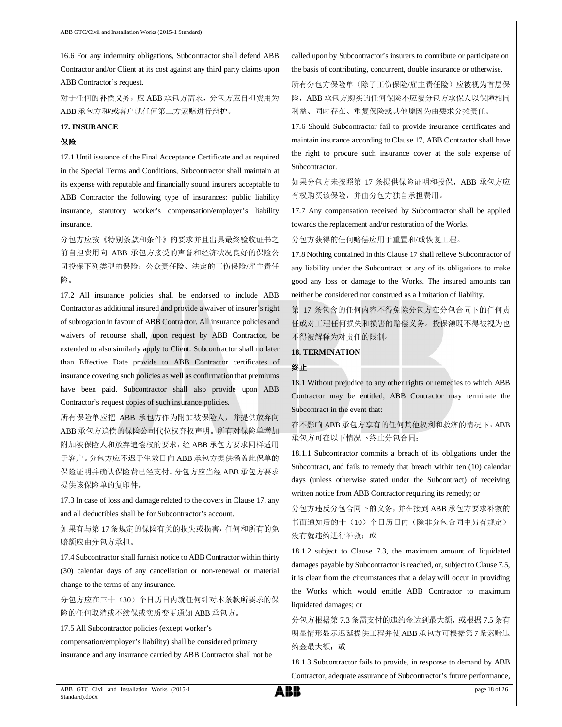16.6 For any indemnity obligations, Subcontractor shall defend ABB Contractor and/or Client at its cost against any third party claims upon ABB Contractor's request.

对于任何的补偿义务，应 ABB 承包方需求，分包方应自担费用为 ABB 承包方和/或客户就任何第三方索赔进行辩护。

**17. INSURANCE**

**保险**

17.1 Until issuance of the Final Acceptance Certificate and as required in the Special Terms and Conditions, Subcontractor shall maintain at its expense with reputable and financially sound insurers acceptable to ABB Contractor the following type of insurances: public liability insurance, statutory worker's compensation/employer's liability insurance.

分包方应按《特别条款和条件》的要求并且出具最终验收证书之前自担费用向 ABB 承包方接受的声誉和经济状况良好的保险公司投保下列类型的保险：公众责任险、法定的工伤保险/雇主责任险。

17.2 All insurance policies shall be endorsed to include ABB Contractor as additional insured and provide a waiver of insurer's right of subrogation in favour of ABB Contractor. All insurance policies and waivers of recourse shall, upon request by ABB Contractor, be extended to also similarly apply to Client. Subcontractor shall no later than Effective Date provide to ABB Contractor certificates of insurance covering such policies as well as confirmation that premiums have been paid. Subcontractor shall also provide upon ABB Contractor's request copies of such insurance policies.

所有保险单应把 ABB 承包方作为附加被保险人，并提供放弃向 ABB 承包方追偿的保险公司代位权弃权声明。所有对保险单增加附加被保险人和放弃追偿权的要求，经 ABB 承包方要求同样适用于客户。分包方应不迟于生效日向 ABB 承包方提供涵盖此保单的保险证明并确认保险费已经支付。分包方应当经 ABB 承包方要求提供该保险单的复印件。

17.3 In case of loss and damage related to the covers in Clause 17, any and all deductibles shall be for Subcontractor's account.

如果有与第 17 条规定的保险有关的损失或损害，任何和所有的免赔额应由分包方承担。

17.4 Subcontractor shall furnish notice to ABB Contractor within thirty (30) calendar days of any cancellation or non-renewal or material change to the terms of any insurance.

分包方应在三十（30）个日历日内就任何针对本条款所要求的保险的任何取消或不续保或实质变更通知 ABB 承包方。

17.5 All Subcontractor policies (except worker's compensation/employer's liability) shall be considered primary insurance and any insurance carried by ABB Contractor shall not be called upon by Subcontractor's insurers to contribute or participate on the basis of contributing, concurrent, double insurance or otherwise.

所有分包方保险单（除了工伤保险/雇主责任险）应被视为首层保险，ABB 承包方购买的任何保险不应被分包方承保人以保障相同利益、同时存在、重复保险或其他原因为由要求分摊责任。

17.6 Should Subcontractor fail to provide insurance certificates and maintain insurance according to Clause 17, ABB Contractor shall have the right to procure such insurance cover at the sole expense of Subcontractor.

如果分包方未按照第 17 条提供保险证明和投保，ABB 承包方应有权购买该保险，并由分包方独自承担费用。

17.7 Any compensation received by Subcontractor shall be applied towards the replacement and/or restoration of the Works.

分包方获得的任何赔偿应用于重置和/或恢复工程。

17.8 Nothing contained in this Clause 17 shall relieve Subcontractor of any liability under the Subcontract or any of its obligations to make good any loss or damage to the Works. The insured amounts can neither be considered nor construed as a limitation of liability.

第 17 条包含的任何内容不得免除分包方在分包合同下的任何责任或对工程任何损失和损害的赔偿义务。投保额既不得被视为也不得被解释为对责任的限制。

**18. TERMINATION**

**终止**

18.1 Without prejudice to any other rights or remedies to which ABB Contractor may be entitled, ABB Contractor may terminate the Subcontract in the event that:

在不影响 ABB 承包方享有的任何其他权利和救济的情况下，ABB 承包方可在以下情况下终止分包合同：

18.1.1 Subcontractor commits a breach of its obligations under the Subcontract, and fails to remedy that breach within ten (10) calendar days (unless otherwise stated under the Subcontract) of receiving written notice from ABB Contractor requiring its remedy; or

分包方违反分包合同下的义务，并在接到 ABB 承包方要求补救的书面通知后的十（10）个日历日内（除非分包合同中另有规定）没有就违约进行补救；或

18.1.2 subject to Clause 7.3, the maximum amount of liquidated damages payable by Subcontractor is reached, or, subject to Clause 7.5, it is clear from the circumstances that a delay will occur in providing the Works which would entitle ABB Contractor to maximum liquidated damages; or

分包方根据第 7.3 条需支付的违约金达到最大额，或根据 7.5 条有明显情形显示迟延提供工程并使 ABB 承包方可根据第 7 条索赔违约金最大额；或

18.1.3 Subcontractor fails to provide, in response to demand by ABB Contractor, adequate assurance of Subcontractor's future performance,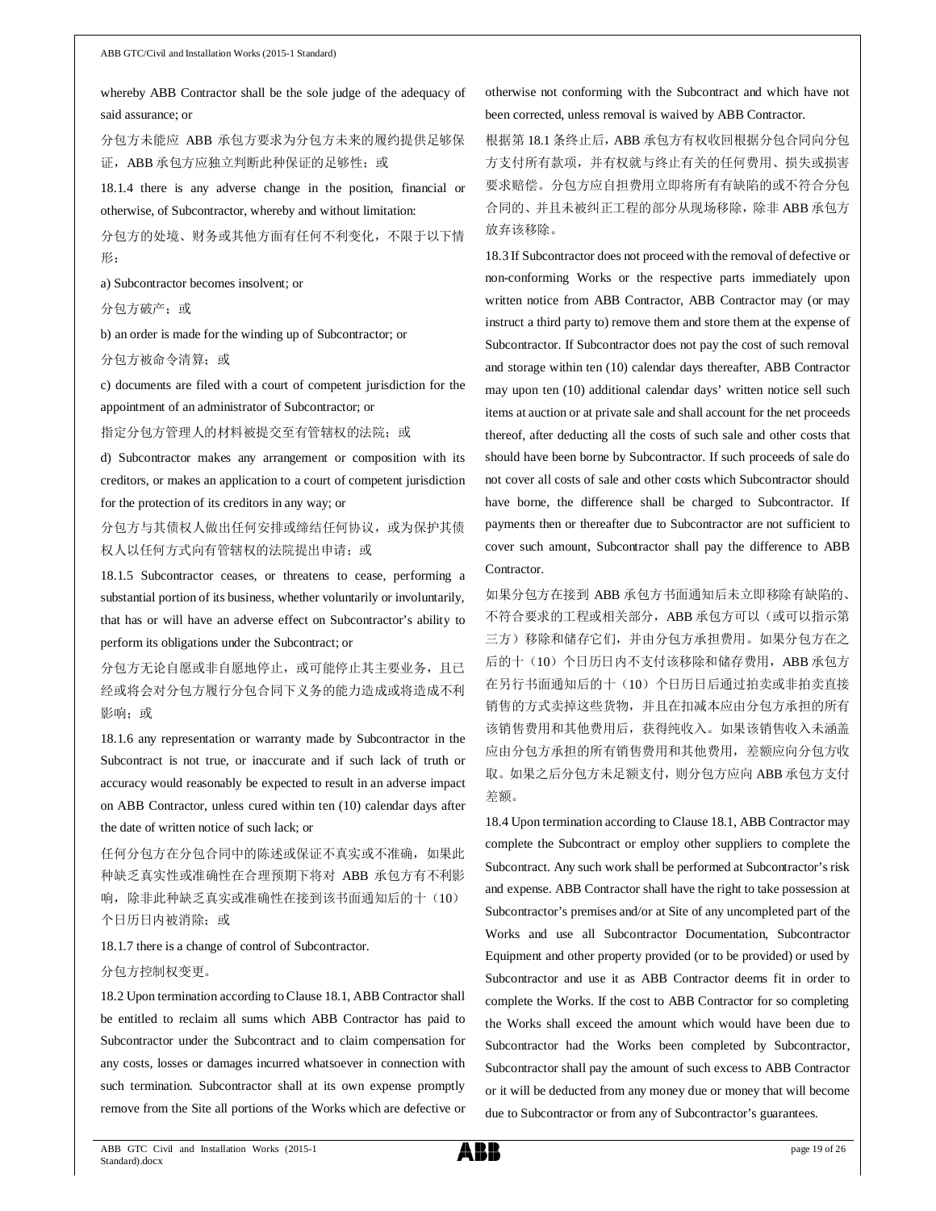whereby ABB Contractor shall be the sole judge of the adequacy of said assurance; or

分包方未能应 ABB 承包方要求为分包方未来的履约提供足够保证，ABB 承包方应独立判断此种保证的足够性；或

18.1.4 there is any adverse change in the position, financial or otherwise, of Subcontractor, whereby and without limitation:

分包方的处境、财务或其他方面有任何不利变化，不限于以下情形：

a) Subcontractor becomes insolvent; or

分包方破产；或

b) an order is made for the winding up of Subcontractor; or

分包方被命令清算；或

c) documents are filed with a court of competent jurisdiction for the appointment of an administrator of Subcontractor; or

指定分包方管理人的材料被提交至有管辖权的法院；或

d) Subcontractor makes any arrangement or composition with its creditors, or makes an application to a court of competent jurisdiction for the protection of its creditors in any way; or

分包方与其债权人做出任何安排或缔结任何协议，或为保护其债权人以任何方式向有管辖权的法院提出申请；或

18.1.5 Subcontractor ceases, or threatens to cease, performing a substantial portion of its business, whether voluntarily or involuntarily, that has or will have an adverse effect on Subcontractor's ability to perform its obligations under the Subcontract; or

分包方无论自愿或非自愿地停止，或可能停止其主要业务，且已经或将会对分包方履行分包合同下义务的能力造成或将造成不利影响；或

18.1.6 any representation or warranty made by Subcontractor in the Subcontract is not true, or inaccurate and if such lack of truth or accuracy would reasonably be expected to result in an adverse impact on ABB Contractor, unless cured within ten (10) calendar days after the date of written notice of such lack; or

任何分包方在分包合同中的陈述或保证不真实或不准确，如果此种缺乏真实性或准确性在合理预期下将对 ABB 承包方有不利影响，除非此种缺乏真实性或准确性在接到该书面通知后的十（10）个日历日内被消除；或

18.1.7 there is a change of control of Subcontractor.

分包方控制权变更。

18.2 Upon termination according to Clause 18.1, ABB Contractor shall be entitled to reclaim all sums which ABB Contractor has paid to Subcontractor under the Subcontract and to claim compensation for any costs, losses or damages incurred whatsoever in connection with such termination. Subcontractor shall at its own expense promptly remove from the Site all portions of the Works which are defective or otherwise not conforming with the Subcontract and which have not been corrected, unless removal is waived by ABB Contractor.

根据第 18.1 条终止后，ABB 承包方有权收回根据分包合同向分包方支付所有款项，并有权就与终止有关的任何费用、损失或损害要求赔偿。分包方应自担费用立即将所有有缺陷的或不符合分包合同的、并且未被纠正工程的部分从现场移除，除非 ABB 承包方放弃该移除。

18.3 If Subcontractor does not proceed with the removal of defective or non-conforming Works or the respective parts immediately upon written notice from ABB Contractor, ABB Contractor may (or may instruct a third party to) remove them and store them at the expense of Subcontractor. If Subcontractor does not pay the cost of such removal and storage within ten (10) calendar days thereafter, ABB Contractor may upon ten (10) additional calendar days' written notice sell such items at auction or at private sale and shall account for the net proceeds thereof, after deducting all the costs of such sale and other costs that should have been borne by Subcontractor. If such proceeds of sale do not cover all costs of sale and other costs which Subcontractor should have borne, the difference shall be charged to Subcontractor. If payments then or thereafter due to Subcontractor are not sufficient to cover such amount, Subcontractor shall pay the difference to ABB Contractor.

如果分包方在接到 ABB 承包方书面通知后未立即移除有缺陷的、不符合要求的工程或相关部分，ABB 承包方可以（或可以指示第三方）移除和储存它们，并由分包方承担费用。如果分包方在之后的十（10）个日历日内不支付该移除和储存费用，ABB 承包方在另行书面通知后的十（10）个日历日后通过拍卖或非拍卖直接销售的方式卖掉这些货物，并且在扣减本应由分包方承担的所有该销售费用和其他费用后，获得纯收入。如果该销售收入未涵盖应由分包方承担的所有销售费用和其他费用，差额应向分包方收取。如果之后分包方未足额支付，则分包方应向 ABB 承包方支付差额。

18.4 Upon termination according to Clause 18.1, ABB Contractor may complete the Subcontract or employ other suppliers to complete the Subcontract. Any such work shall be performed at Subcontractor's risk and expense. ABB Contractor shall have the right to take possession at Subcontractor's premises and/or at Site of any uncompleted part of the Works and use all Subcontractor Documentation, Subcontractor Equipment and other property provided (or to be provided) or used by Subcontractor and use it as ABB Contractor deems fit in order to complete the Works. If the cost to ABB Contractor for so completing the Works shall exceed the amount which would have been due to Subcontractor had the Works been completed by Subcontractor, Subcontractor shall pay the amount of such excess to ABB Contractor or it will be deducted from any money due or money that will become due to Subcontractor or from any of Subcontractor's guarantees.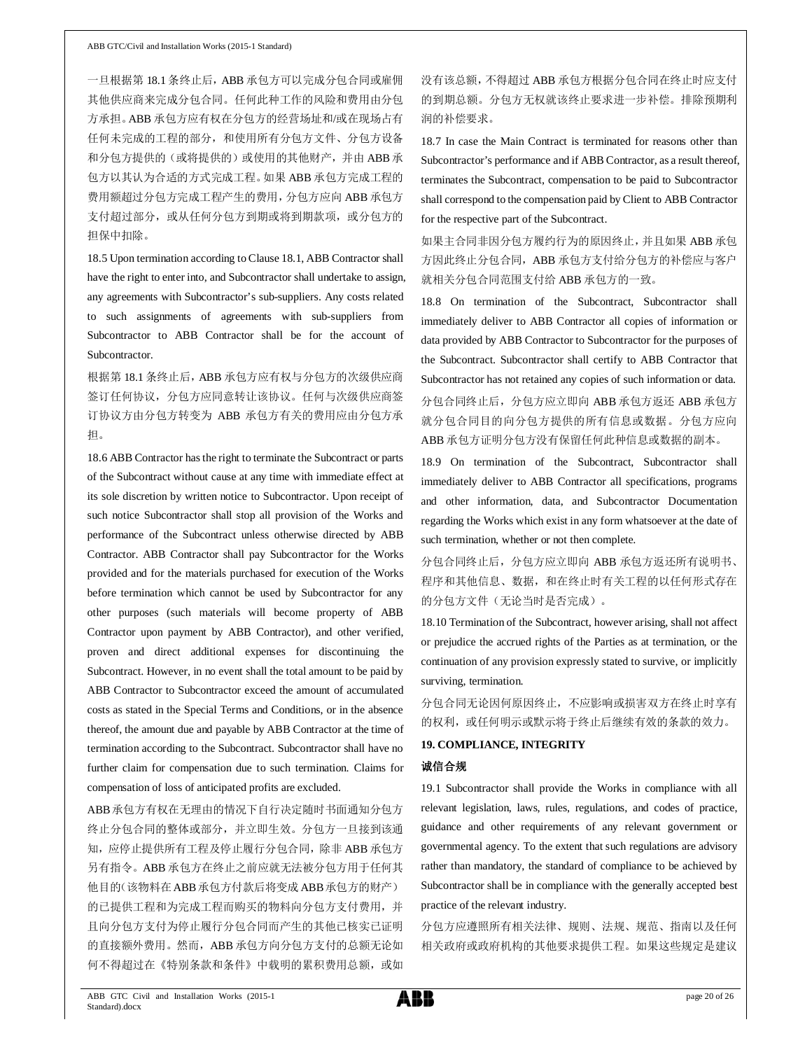一旦根据第 18.1 条终止后，ABB 承包方可以完成分包合同或雇佣其他供应商来完成分包合同。任何此种工作的风险和费用由分包方承担。ABB 承包方应有权在分包方的经营场址和/或在现场占有任何未完成的工程的部分，和使用所有分包方文件、分包方设备和分包方提供的（或将提供的）或使用的其他财产，并由 ABB 承包方以其认为合适的方式完成工程。如果 ABB 承包方完成工程的费用额超过分包方完成工程产生的费用，分包方应向 ABB 承包方支付超过部分，或从任何分包方到期或将到期款项，或分包方的担保中扣除。

18.5 Upon termination according to Clause 18.1, ABB Contractor shall have the right to enter into, and Subcontractor shall undertake to assign, any agreements with Subcontractor's sub-suppliers. Any costs related to such assignments of agreements with sub-suppliers from Subcontractor to ABB Contractor shall be for the account of Subcontractor.

根据第 18.1 条终止后，ABB 承包方应有权与分包方的次级供应商签订任何协议，分包方应同意转让该协议。任何与次级供应商签订协议方由分包方转变为 ABB 承包方有关的费用应由分包方承担。

18.6 ABB Contractor has the right to terminate the Subcontract or parts of the Subcontract without cause at any time with immediate effect at its sole discretion by written notice to Subcontractor. Upon receipt of such notice Subcontractor shall stop all provision of the Works and performance of the Subcontract unless otherwise directed by ABB Contractor. ABB Contractor shall pay Subcontractor for the Works provided and for the materials purchased for execution of the Works before termination which cannot be used by Subcontractor for any other purposes (such materials will become property of ABB Contractor upon payment by ABB Contractor), and other verified, proven and direct additional expenses for discontinuing the Subcontract. However, in no event shall the total amount to be paid by ABB Contractor to Subcontractor exceed the amount of accumulated costs as stated in the Special Terms and Conditions, or in the absence thereof, the amount due and payable by ABB Contractor at the time of termination according to the Subcontract. Subcontractor shall have no further claim for compensation due to such termination. Claims for compensation of loss of anticipated profits are excluded.

ABB 承包方有权在无理由的情况下自行决定随时书面通知分包方终止分包合同的整体或部分，并立即生效。分包方一旦接到该通知，应停止提供所有工程及停止履行分包合同，除非 ABB 承包方另有指令。ABB 承包方在终止之前应就无法被分包方用于任何其他目的（该物料在 ABB 承包方付款后将变成 ABB 承包方的财产）的已提供工程和为完成工程而购买的物料向分包方支付费用，并且向分包方支付为停止履行分包合同而产生的其他已核实已证明的直接额外费用。然而，ABB 承包方向分包方支付的总额无论如何不得超过在《特别条款和条件》中载明的累积费用总额，或如没有该总额，不得超过 ABB 承包方根据分包合同在终止时应支付的到期总额。分包方无权就该终止要求进一步补偿。排除预期利润的补偿要求。

18.7 In case the Main Contract is terminated for reasons other than Subcontractor's performance and if ABB Contractor, as a result thereof, terminates the Subcontract, compensation to be paid to Subcontractor shall correspond to the compensation paid by Client to ABB Contractor for the respective part of the Subcontract.

如果主合同非因分包方履约行为的原因终止，并且如果 ABB 承包方因此终止分包合同，ABB 承包方支付给分包方的补偿应与客户就相关分包合同范围支付给 ABB 承包方的一致。

18.8 On termination of the Subcontract, Subcontractor shall immediately deliver to ABB Contractor all copies of information or data provided by ABB Contractor to Subcontractor for the purposes of the Subcontract. Subcontractor shall certify to ABB Contractor that Subcontractor has not retained any copies of such information or data.

分包合同终止后，分包方应立即向 ABB 承包方返还 ABB 承包方就分包合同目的向分包方提供的所有信息或数据。分包方应向 ABB 承包方证明分包方没有保留任何此种信息或数据的副本。

18.9 On termination of the Subcontract, Subcontractor shall immediately deliver to ABB Contractor all specifications, programs and other information, data, and Subcontractor Documentation regarding the Works which exist in any form whatsoever at the date of such termination, whether or not then complete.

分包合同终止后，分包方应立即向 ABB 承包方返还所有说明书、程序和其他信息、数据，和在终止时有关工程的以任何形式存在的分包方文件（无论当时是否完成）。

18.10 Termination of the Subcontract, however arising, shall not affect or prejudice the accrued rights of the Parties as at termination, or the continuation of any provision expressly stated to survive, or implicitly surviving, termination.

分包合同无论因何原因终止，不应影响或损害双方在终止时享有的权利，或任何明示或默示将于终止后继续有效的条款的效力。

## 19. COMPLIANCE, INTEGRITY

## 诚信合规

19.1 Subcontractor shall provide the Works in compliance with all relevant legislation, laws, rules, regulations, and codes of practice, guidance and other requirements of any relevant government or governmental agency. To the extent that such regulations are advisory rather than mandatory, the standard of compliance to be achieved by Subcontractor shall be in compliance with the generally accepted best practice of the relevant industry.

分包方应遵照所有相关法律、规则、法规、规范、指南以及任何相关政府或政府机构的其他要求提供工程。如果这些规定是建议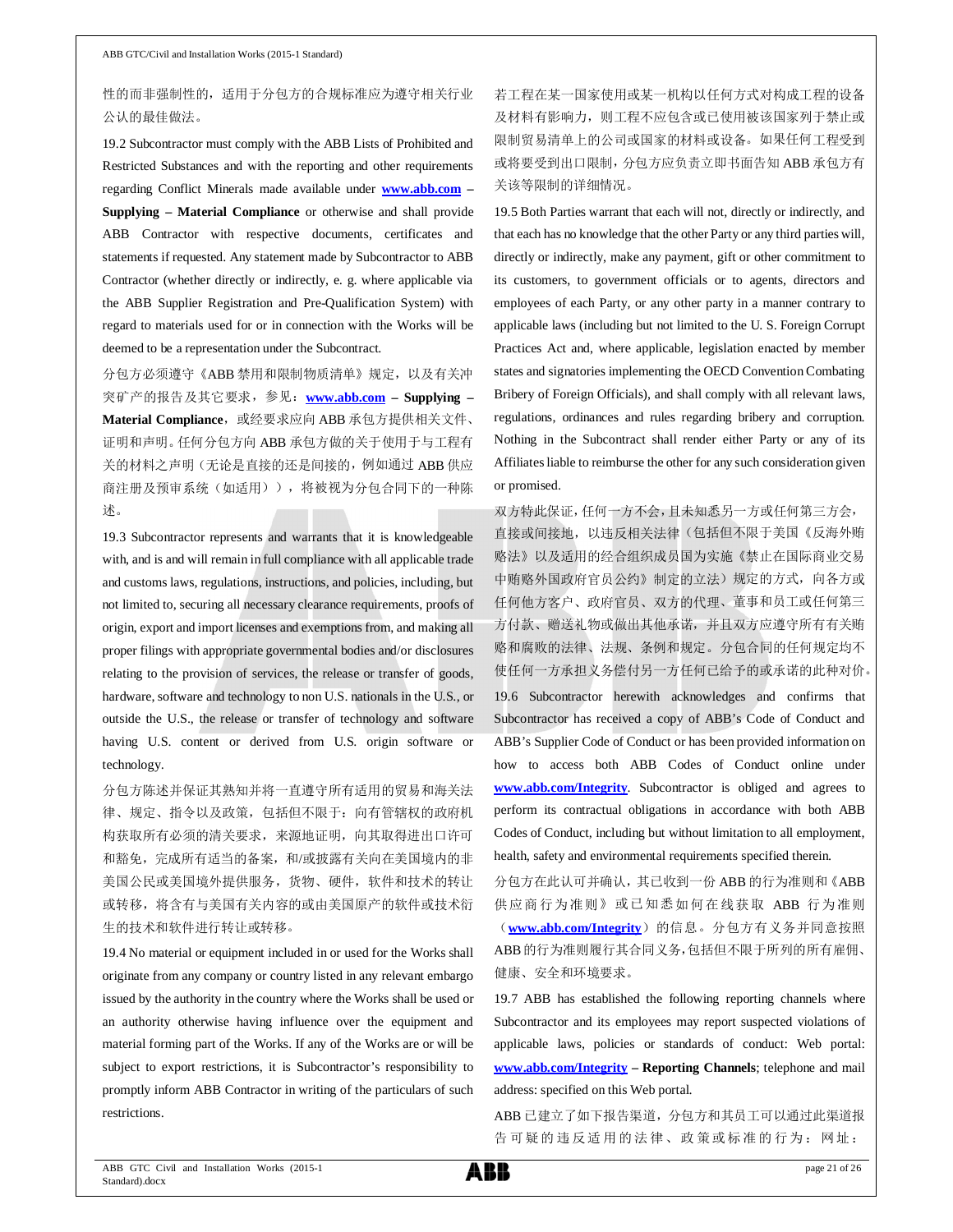性的而非强制性的，适用于分包方的合规标准应为遵守相关行业公认的最佳做法。

19.2 Subcontractor must comply with the ABB Lists of Prohibited and Restricted Substances and with the reporting and other requirements regarding Conflict Minerals made available under **www.abb.com – Supplying – Material Compliance** or otherwise and shall provide ABB Contractor with respective documents, certificates and statements if requested. Any statement made by Subcontractor to ABB Contractor (whether directly or indirectly, e. g. where applicable via the ABB Supplier Registration and Pre-Qualification System) with regard to materials used for or in connection with the Works will be deemed to be a representation under the Subcontract.

分包方必须遵守《ABB 禁用和限制物质清单》规定，以及有关冲突矿产的报告及其它要求，参见：**www.abb.com – Supplying – Material Compliance**，或经要求应向 ABB 承包方提供相关文件、证明和声明。任何分包方向 ABB 承包方做的关于使用于与工程有关的材料之声明（无论是直接的还是间接的，例如通过 ABB 供应商注册及预审系统（如适用）），将被视为分包合同下的一种陈述。

19.3 Subcontractor represents and warrants that it is knowledgeable with, and is and will remain in full compliance with all applicable trade and customs laws, regulations, instructions, and policies, including, but not limited to, securing all necessary clearance requirements, proofs of origin, export and import licenses and exemptions from, and making all proper filings with appropriate governmental bodies and/or disclosures relating to the provision of services, the release or transfer of goods, hardware, software and technology to non U.S. nationals in the U.S., or outside the U.S., the release or transfer of technology and software having U.S. content or derived from U.S. origin software or technology.

分包方陈述并保证其熟知并将一直遵守所有适用的贸易和海关法律、规定、指令以及政策，包括但不限于：向有管辖权的政府机构获取所有必须的清关要求，来源地证明，向其取得进出口许可和豁免，完成所有适当的备案，和/或披露有关向在美国境内的非美国公民或美国境外提供服务，货物、硬件，软件和技术的转让或转移，将含有与美国有关内容的或由美国原产的软件或技术衍生的技术和软件进行转让或转移。

19.4 No material or equipment included in or used for the Works shall originate from any company or country listed in any relevant embargo issued by the authority in the country where the Works shall be used or an authority otherwise having influence over the equipment and material forming part of the Works. If any of the Works are or will be subject to export restrictions, it is Subcontractor's responsibility to promptly inform ABB Contractor in writing of the particulars of such restrictions.

若工程在某一国家使用或某一机构以任何方式对构成工程的设备及材料有影响力，则工程不应包含或已使用被该国家列于禁止或限制贸易清单上的公司或国家的材料或设备。如果任何工程受到或将要受到出口限制，分包方应负责立即书面告知 ABB 承包方有关该等限制的详细情况。

19.5 Both Parties warrant that each will not, directly or indirectly, and that each has no knowledge that the other Party or any third parties will, directly or indirectly, make any payment, gift or other commitment to its customers, to government officials or to agents, directors and employees of each Party, or any other party in a manner contrary to applicable laws (including but not limited to the U. S. Foreign Corrupt Practices Act and, where applicable, legislation enacted by member states and signatories implementing the OECD Convention Combating Bribery of Foreign Officials), and shall comply with all relevant laws, regulations, ordinances and rules regarding bribery and corruption. Nothing in the Subcontract shall render either Party or any of its Affiliates liable to reimburse the other for any such consideration given or promised.

双方特此保证，任何一方不会，且未知悉另一方或任何第三方会，直接或间接地，以违反相关法律（包括但不限于美国《反海外贿赂法》以及适用的经合组织成员国为实施《禁止在国际商业交易中贿赂外国政府官员公约》制定的立法）规定的方式，向各方或任何他方客户、政府官员、双方的代理、董事和员工或任何第三方付款、赠送礼物或做出其他承诺，并且双方应遵守所有有关贿赂和腐败的法律、法规、条例和规定。分包合同的任何规定均不使任何一方承担义务偿付另一方任何已给予的或承诺的此种对价。

19.6 Subcontractor herewith acknowledges and confirms that Subcontractor has received a copy of ABB's Code of Conduct and ABB's Supplier Code of Conduct or has been provided information on how to access both ABB Codes of Conduct online under **www.abb.com/Integrity**. Subcontractor is obliged and agrees to perform its contractual obligations in accordance with both ABB Codes of Conduct, including but without limitation to all employment, health, safety and environmental requirements specified therein.

分包方在此认可并确认，其已收到一份 ABB 的行为准则和《ABB 供应商行为准则》或已知悉如何在线获取 ABB 行为准则（**www.abb.com/Integrity**）的信息。分包方有义务并同意按照 ABB 的行为准则履行其合同义务，包括但不限于所列的所有雇佣、健康、安全和环境要求。

19.7 ABB has established the following reporting channels where Subcontractor and its employees may report suspected violations of applicable laws, policies or standards of conduct: Web portal: **www.abb.com/Integrity – Reporting Channels**; telephone and mail address: specified on this Web portal.

ABB 已建立了如下报告渠道，分包方和其员工可以通过此渠道报告可疑的违反适用的法律、政策或标准的行为：网址：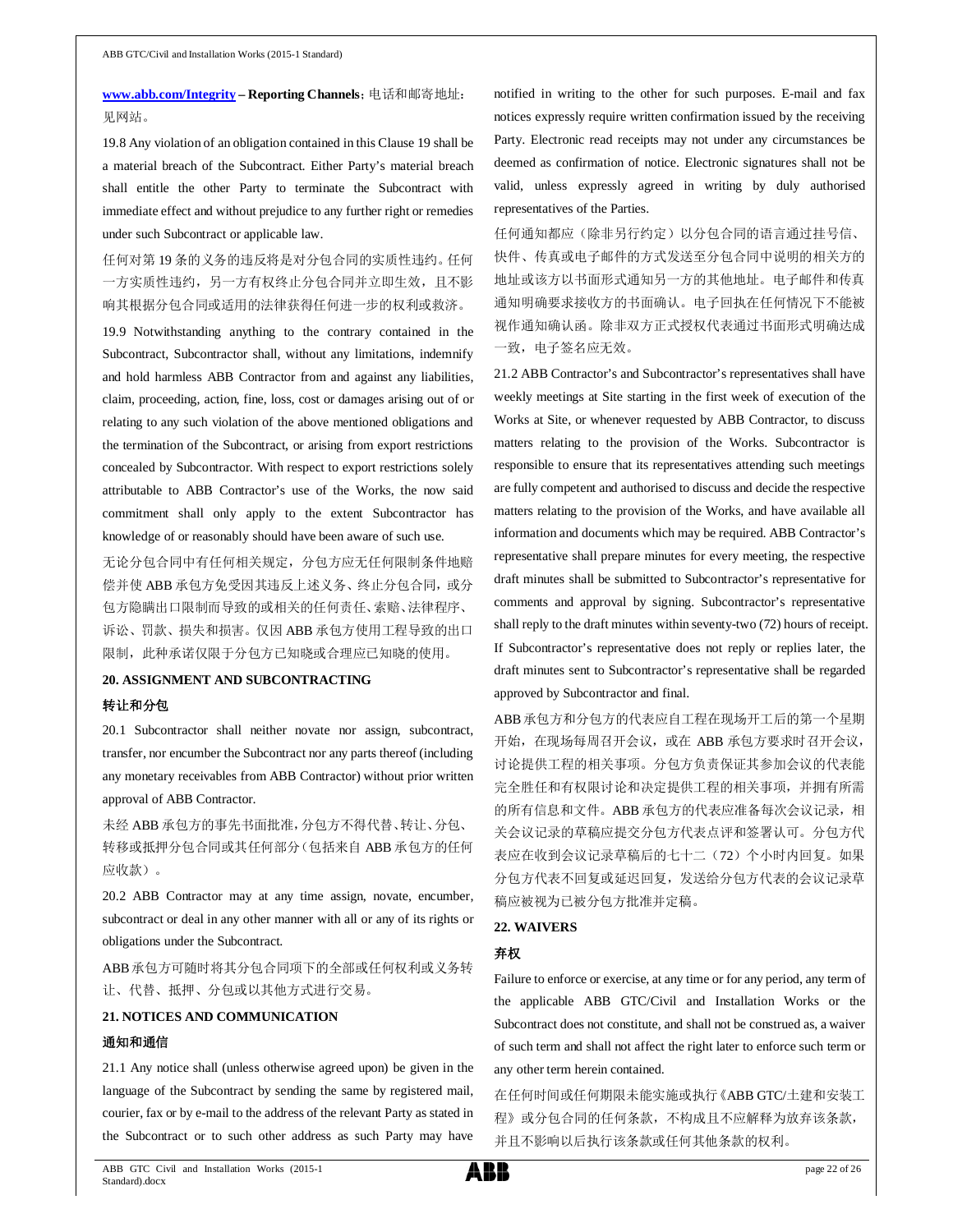**www.abb.com/Integrity – Reporting Channels**；电话和邮寄地址：见网站。

19.8 Any violation of an obligation contained in this Clause 19 shall be a material breach of the Subcontract. Either Party's material breach shall entitle the other Party to terminate the Subcontract with immediate effect and without prejudice to any further right or remedies under such Subcontract or applicable law.

任何对第 19 条的义务的违反将是对分包合同的实质性违约。任何一方实质性违约，另一方有权终止分包合同并立即生效，且不影响其根据分包合同或适用的法律获得任何进一步的权利或救济。

19.9 Notwithstanding anything to the contrary contained in the Subcontract, Subcontractor shall, without any limitations, indemnify and hold harmless ABB Contractor from and against any liabilities, claim, proceeding, action, fine, loss, cost or damages arising out of or relating to any such violation of the above mentioned obligations and the termination of the Subcontract, or arising from export restrictions concealed by Subcontractor. With respect to export restrictions solely attributable to ABB Contractor's use of the Works, the now said commitment shall only apply to the extent Subcontractor has knowledge of or reasonably should have been aware of such use.

无论分包合同中有任何相关规定，分包方应无任何限制条件地赔偿并使 ABB 承包方免受因其违反上述义务、终止分包合同，或分包方隐瞒出口限制而导致的或相关的任何责任、索赔、法律程序、诉讼、罚款、损失和损害。仅因 ABB 承包方使用工程导致的出口限制，此种承诺仅限于分包方已知晓或合理应已知晓的使用。

**20. ASSIGNMENT AND SUBCONTRACTING**

**转让和分包**

20.1 Subcontractor shall neither novate nor assign, subcontract, transfer, nor encumber the Subcontract nor any parts thereof (including any monetary receivables from ABB Contractor) without prior written approval of ABB Contractor.

未经 ABB 承包方的事先书面批准，分包方不得代替、转让、分包、转移或抵押分包合同或其任何部分（包括来自 ABB 承包方的任何应收款）。

20.2 ABB Contractor may at any time assign, novate, encumber, subcontract or deal in any other manner with all or any of its rights or obligations under the Subcontract.

ABB 承包方可随时将其分包合同项下的全部或任何权利或义务转让、代替、抵押、分包或以其他方式进行交易。

**21. NOTICES AND COMMUNICATION**

**通知和通信**

21.1 Any notice shall (unless otherwise agreed upon) be given in the language of the Subcontract by sending the same by registered mail, courier, fax or by e-mail to the address of the relevant Party as stated in the Subcontract or to such other address as such Party may have notified in writing to the other for such purposes. E-mail and fax notices expressly require written confirmation issued by the receiving Party. Electronic read receipts may not under any circumstances be deemed as confirmation of notice. Electronic signatures shall not be valid, unless expressly agreed in writing by duly authorised representatives of the Parties.

任何通知都应（除非另行约定）以分包合同的语言通过挂号信、快件、传真或电子邮件的方式发送至分包合同中说明的相关方的地址或该方以书面形式通知另一方的其他地址。电子邮件和传真通知明确要求接收方的书面确认。电子回执在任何情况下不能被视作通知确认函。除非双方正式授权代表通过书面形式明确达成一致，电子签名应无效。

21.2 ABB Contractor's and Subcontractor's representatives shall have weekly meetings at Site starting in the first week of execution of the Works at Site, or whenever requested by ABB Contractor, to discuss matters relating to the provision of the Works. Subcontractor is responsible to ensure that its representatives attending such meetings are fully competent and authorised to discuss and decide the respective matters relating to the provision of the Works, and have available all information and documents which may be required. ABB Contractor's representative shall prepare minutes for every meeting, the respective draft minutes shall be submitted to Subcontractor's representative for comments and approval by signing. Subcontractor's representative shall reply to the draft minutes within seventy-two (72) hours of receipt. If Subcontractor's representative does not reply or replies later, the draft minutes sent to Subcontractor's representative shall be regarded approved by Subcontractor and final.

ABB 承包方和分包方的代表应自工程在现场开工后的第一个星期开始，在现场每周召开会议，或在 ABB 承包方要求时召开会议，讨论提供工程的相关事项。分包方负责保证其参加会议的代表能完全胜任和有权限讨论和决定提供工程的相关事项，并拥有所需的所有信息和文件。ABB 承包方的代表应准备每次会议记录，相关会议记录的草稿应提交分包方代表点评和签署认可。分包方代表应在收到会议记录草稿后的七十二（72）个小时内回复。如果分包方代表不回复或延迟回复，发送给分包方代表的会议记录草稿应被视为已被分包方批准并定稿。

**22. WAIVERS**

**弃权**

Failure to enforce or exercise, at any time or for any period, any term of the applicable ABB GTC/Civil and Installation Works or the Subcontract does not constitute, and shall not be construed as, a waiver of such term and shall not affect the right later to enforce such term or any other term herein contained.

在任何时间或任何期限未能实施或执行《ABB GTC/土建和安装工程》或分包合同的任何条款，不构成且不应解释为放弃该条款，并且不影响以后执行该条款或任何其他条款的权利。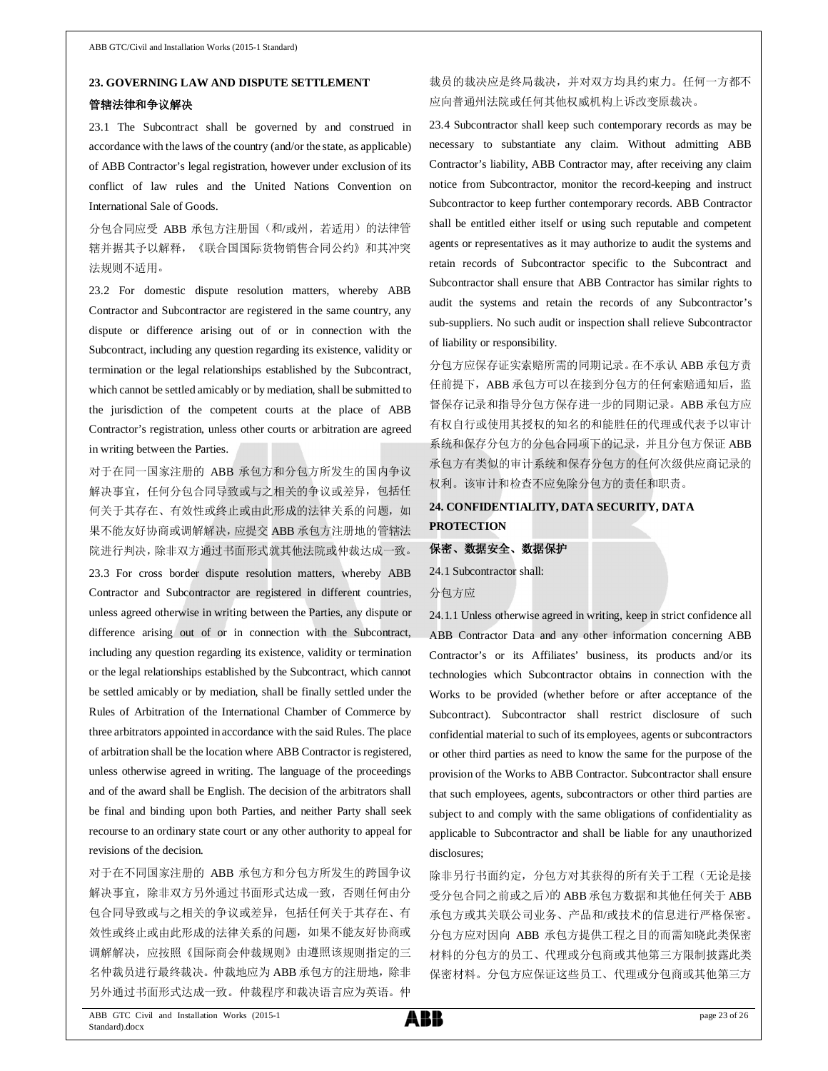## 23. GOVERNING LAW AND DISPUTE SETTLEMENT

## 管辖法律和争议解决

23.1 The Subcontract shall be governed by and construed in accordance with the laws of the country (and/or the state, as applicable) of ABB Contractor's legal registration, however under exclusion of its conflict of law rules and the United Nations Convention on International Sale of Goods.

分包合同应受 ABB 承包方注册国（和/或州，若适用）的法律管辖并据其予以解释，《联合国国际货物销售合同公约》和其冲突法规则不适用。

23.2 For domestic dispute resolution matters, whereby ABB Contractor and Subcontractor are registered in the same country, any dispute or difference arising out of or in connection with the Subcontract, including any question regarding its existence, validity or termination or the legal relationships established by the Subcontract, which cannot be settled amicably or by mediation, shall be submitted to the jurisdiction of the competent courts at the place of ABB Contractor's registration, unless other courts or arbitration are agreed in writing between the Parties.

对于在同一国家注册的 ABB 承包方和分包方所发生的国内争议解决事宜，任何分包合同导致或与之相关的争议或差异，包括任何关于其存在、有效性或终止或由此形成的法律关系的问题，如果不能友好协商或调解解决，应提交 ABB 承包方注册地的管辖法院进行判决，除非双方通过书面形式就其他法院或仲裁达成一致。

23.3 For cross border dispute resolution matters, whereby ABB Contractor and Subcontractor are registered in different countries, unless agreed otherwise in writing between the Parties, any dispute or difference arising out of or in connection with the Subcontract, including any question regarding its existence, validity or termination or the legal relationships established by the Subcontract, which cannot be settled amicably or by mediation, shall be finally settled under the Rules of Arbitration of the International Chamber of Commerce by three arbitrators appointed in accordance with the said Rules. The place of arbitration shall be the location where ABB Contractor is registered, unless otherwise agreed in writing. The language of the proceedings and of the award shall be English. The decision of the arbitrators shall be final and binding upon both Parties, and neither Party shall seek recourse to an ordinary state court or any other authority to appeal for revisions of the decision.

对于在不同国家注册的 ABB 承包方和分包方所发生的跨国争议解决事宜，除非双方另外通过书面形式达成一致，否则任何由分包合同导致或与之相关的争议或差异，包括任何关于其存在、有效性或终止或由此形成的法律关系的问题，如果不能友好协商或调解解决，应按照《国际商会仲裁规则》由遵照该规则指定的三名仲裁员进行最终裁决。仲裁地应为 ABB 承包方的注册地，除非另外通过书面形式达成一致。仲裁程序和裁决语言应为英语。仲裁员的裁决应是终局裁决，并对双方均具约束力。任何一方都不应向普通州法院或任何其他权威机构上诉改变原裁决。

23.4 Subcontractor shall keep such contemporary records as may be necessary to substantiate any claim. Without admitting ABB Contractor's liability, ABB Contractor may, after receiving any claim notice from Subcontractor, monitor the record-keeping and instruct Subcontractor to keep further contemporary records. ABB Contractor shall be entitled either itself or using such reputable and competent agents or representatives as it may authorize to audit the systems and retain records of Subcontractor specific to the Subcontract and Subcontractor shall ensure that ABB Contractor has similar rights to audit the systems and retain the records of any Subcontractor's sub-suppliers. No such audit or inspection shall relieve Subcontractor of liability or responsibility.

分包方应保存证实索赔所需的同期记录。在不承认 ABB 承包方责任前提下，ABB 承包方可以在接到分包方的任何索赔通知后，监督保存记录和指导分包方保存进一步的同期记录。ABB 承包方应有权自行或使用其授权的知名的和能胜任的代理或代表予以审计系统和保存分包方的分包合同项下的记录，并且分包方保证 ABB 承包方有类似的审计系统和保存分包方的任何次级供应商记录的权利。该审计和检查不应免除分包方的责任和职责。

## 24. CONFIDENTIALITY, DATA SECURITY, DATA PROTECTION

## 保密、数据安全、数据保护

24.1 Subcontractor shall:

分包方应

24.1.1 Unless otherwise agreed in writing, keep in strict confidence all ABB Contractor Data and any other information concerning ABB Contractor's or its Affiliates' business, its products and/or its technologies which Subcontractor obtains in connection with the Works to be provided (whether before or after acceptance of the Subcontract). Subcontractor shall restrict disclosure of such confidential material to such of its employees, agents or subcontractors or other third parties as need to know the same for the purpose of the provision of the Works to ABB Contractor. Subcontractor shall ensure that such employees, agents, subcontractors or other third parties are subject to and comply with the same obligations of confidentiality as applicable to Subcontractor and shall be liable for any unauthorized disclosures;

除非另行书面约定，分包方对其获得的所有关于工程（无论是接受分包合同之前或之后）的 ABB 承包方数据和其他任何关于 ABB 承包方或其关联公司业务、产品和/或技术的信息进行严格保密。分包方应对因向 ABB 承包方提供工程之目的而需知晓此类保密材料的分包方的员工、代理或分包商或其他第三方限制披露此类保密材料。分包方应保证这些员工、代理或分包商或其他第三方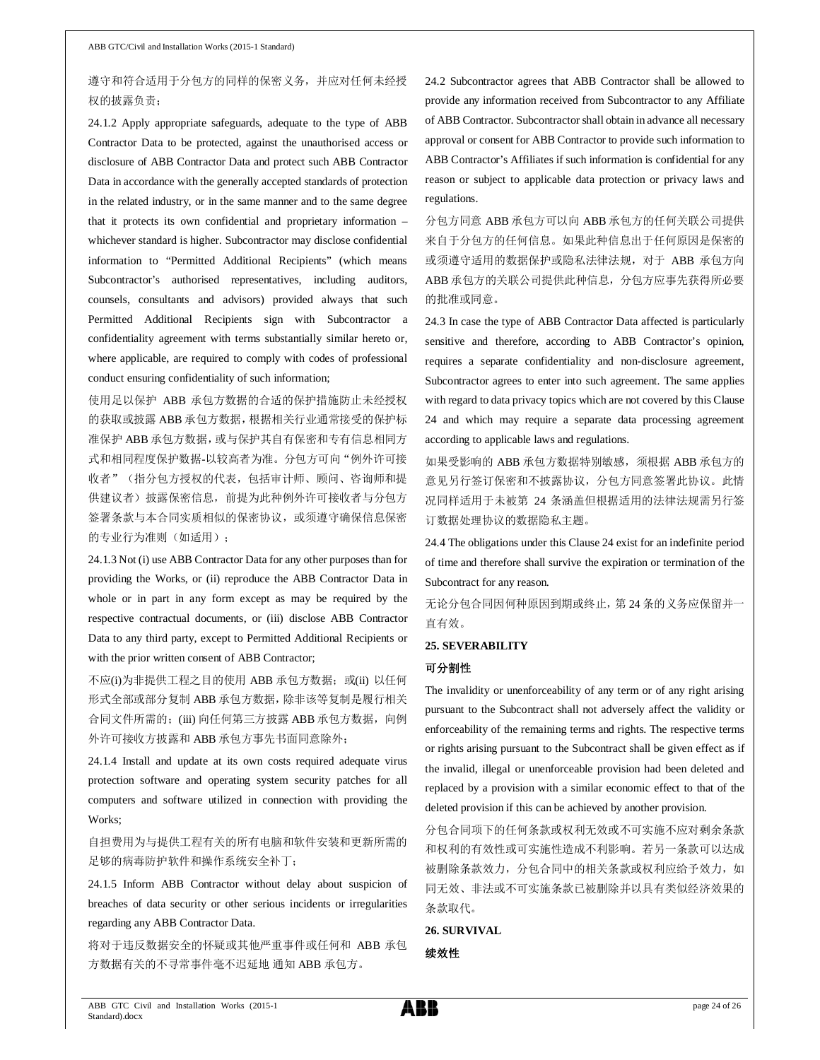遵守和符合适用于分包方的同样的保密义务，并应对任何未经授权的披露负责；

24.1.2 Apply appropriate safeguards, adequate to the type of ABB Contractor Data to be protected, against the unauthorised access or disclosure of ABB Contractor Data and protect such ABB Contractor Data in accordance with the generally accepted standards of protection in the related industry, or in the same manner and to the same degree that it protects its own confidential and proprietary information – whichever standard is higher. Subcontractor may disclose confidential information to "Permitted Additional Recipients" (which means Subcontractor's authorised representatives, including auditors, counsels, consultants and advisors) provided always that such Permitted Additional Recipients sign with Subcontractor a confidentiality agreement with terms substantially similar hereto or, where applicable, are required to comply with codes of professional conduct ensuring confidentiality of such information;

使用足以保护 ABB 承包方数据的合适的保护措施防止未经授权的获取或披露 ABB 承包方数据，根据相关行业通常接受的保护标准保护 ABB 承包方数据，或与保护其自有保密和专有信息相同方式和相同程度保护数据-以较高者为准。分包方可向"例外许可接收者"（指分包方授权的代表，包括审计师、顾问、咨询师和提供建议者）披露保密信息，前提为此种例外许可接收者与分包方签署条款与本合同实质相似的保密协议，或须遵守确保信息保密的专业行为准则（如适用）；

24.1.3 Not (i) use ABB Contractor Data for any other purposes than for providing the Works, or (ii) reproduce the ABB Contractor Data in whole or in part in any form except as may be required by the respective contractual documents, or (iii) disclose ABB Contractor Data to any third party, except to Permitted Additional Recipients or with the prior written consent of ABB Contractor;

不应(i)为非提供工程之目的使用 ABB 承包方数据；或(ii) 以任何形式全部或部分复制 ABB 承包方数据，除非该等复制是履行相关合同文件所需的；(iii) 向任何第三方披露 ABB 承包方数据，向例外许可接收方披露和 ABB 承包方事先书面同意除外；

24.1.4 Install and update at its own costs required adequate virus protection software and operating system security patches for all computers and software utilized in connection with providing the Works;

自担费用为与提供工程有关的所有电脑和软件安装和更新所需的足够的病毒防护软件和操作系统安全补丁；

24.1.5 Inform ABB Contractor without delay about suspicion of breaches of data security or other serious incidents or irregularities regarding any ABB Contractor Data.

将对于违反数据安全的怀疑或其他严重事件或任何和 ABB 承包方数据有关的不寻常事件毫不迟延地 通知 ABB 承包方。

24.2 Subcontractor agrees that ABB Contractor shall be allowed to provide any information received from Subcontractor to any Affiliate of ABB Contractor. Subcontractor shall obtain in advance all necessary approval or consent for ABB Contractor to provide such information to ABB Contractor's Affiliates if such information is confidential for any reason or subject to applicable data protection or privacy laws and regulations.

分包方同意 ABB 承包方可以向 ABB 承包方的任何关联公司提供来自于分包方的任何信息。如果此种信息出于任何原因是保密的或须遵守适用的数据保护或隐私法律法规，对于 ABB 承包方向 ABB 承包方的关联公司提供此种信息，分包方应事先获得所必要的批准或同意。

24.3 In case the type of ABB Contractor Data affected is particularly sensitive and therefore, according to ABB Contractor's opinion, requires a separate confidentiality and non-disclosure agreement, Subcontractor agrees to enter into such agreement. The same applies with regard to data privacy topics which are not covered by this Clause 24 and which may require a separate data processing agreement according to applicable laws and regulations.

如果受影响的 ABB 承包方数据特别敏感，须根据 ABB 承包方的意见另行签订保密和不披露协议，分包方同意签署此协议。此情况同样适用于未被第 24 条涵盖但根据适用的法律法规需另行签订数据处理协议的数据隐私主题。

24.4 The obligations under this Clause 24 exist for an indefinite period of time and therefore shall survive the expiration or termination of the Subcontract for any reason.

无论分包合同因何种原因到期或终止，第 24 条的义务应保留并一直有效。

## 25. SEVERABILITY

## 可分割性

The invalidity or unenforceability of any term or of any right arising pursuant to the Subcontract shall not adversely affect the validity or enforceability of the remaining terms and rights. The respective terms or rights arising pursuant to the Subcontract shall be given effect as if the invalid, illegal or unenforceable provision had been deleted and replaced by a provision with a similar economic effect to that of the deleted provision if this can be achieved by another provision.

分包合同项下的任何条款或权利无效或不可实施不应对剩余条款和权利的有效性或可实施性造成不利影响。若另一条款可以达成被删除条款效力，分包合同中的相关条款或权利应给予效力，如同无效、非法或不可实施条款已被删除并以具有类似经济效果的条款取代。

## 26. SURVIVAL

## 续效性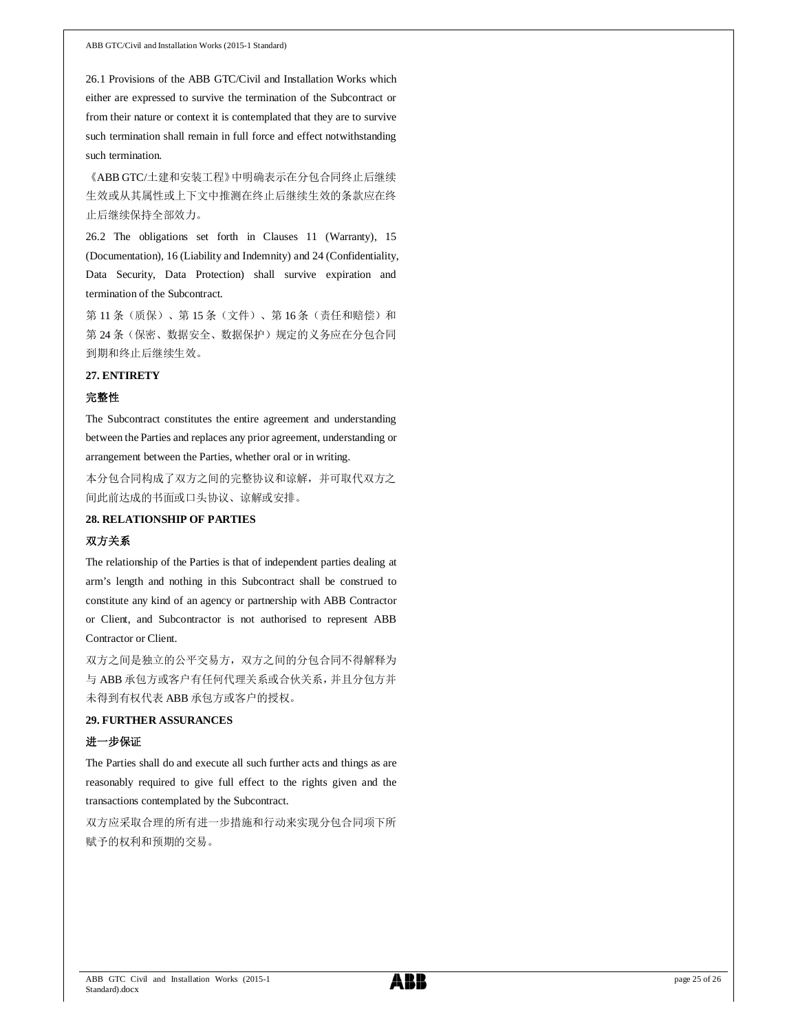26.1 Provisions of the ABB GTC/Civil and Installation Works which either are expressed to survive the termination of the Subcontract or from their nature or context it is contemplated that they are to survive such termination shall remain in full force and effect notwithstanding such termination.

《ABB GTC/土建和安装工程》中明确表示在分包合同终止后继续生效或从其属性或上下文中推测在终止后继续生效的条款应在终止后继续保持全部效力。

26.2 The obligations set forth in Clauses 11 (Warranty), 15 (Documentation), 16 (Liability and Indemnity) and 24 (Confidentiality, Data Security, Data Protection) shall survive expiration and termination of the Subcontract.

第 11 条（质保）、第 15 条（文件）、第 16 条（责任和赔偿）和第 24 条（保密、数据安全、数据保护）规定的义务应在分包合同到期和终止后继续生效。

**27. ENTIRETY**

**完整性**

The Subcontract constitutes the entire agreement and understanding between the Parties and replaces any prior agreement, understanding or arrangement between the Parties, whether oral or in writing.

本分包合同构成了双方之间的完整协议和谅解，并可取代双方之间此前达成的书面或口头协议、谅解或安排。

**28. RELATIONSHIP OF PARTIES**

**双方关系**

The relationship of the Parties is that of independent parties dealing at arm's length and nothing in this Subcontract shall be construed to constitute any kind of an agency or partnership with ABB Contractor or Client, and Subcontractor is not authorised to represent ABB Contractor or Client.

双方之间是独立的公平交易方，双方之间的分包合同不得解释为与 ABB 承包方或客户有任何代理关系或合伙关系，并且分包方并未得到有权代表 ABB 承包方或客户的授权。

**29. FURTHER ASSURANCES**

**进一步保证**

The Parties shall do and execute all such further acts and things as are reasonably required to give full effect to the rights given and the transactions contemplated by the Subcontract.

双方应采取合理的所有进一步措施和行动来实现分包合同项下所赋予的权利和预期的交易。